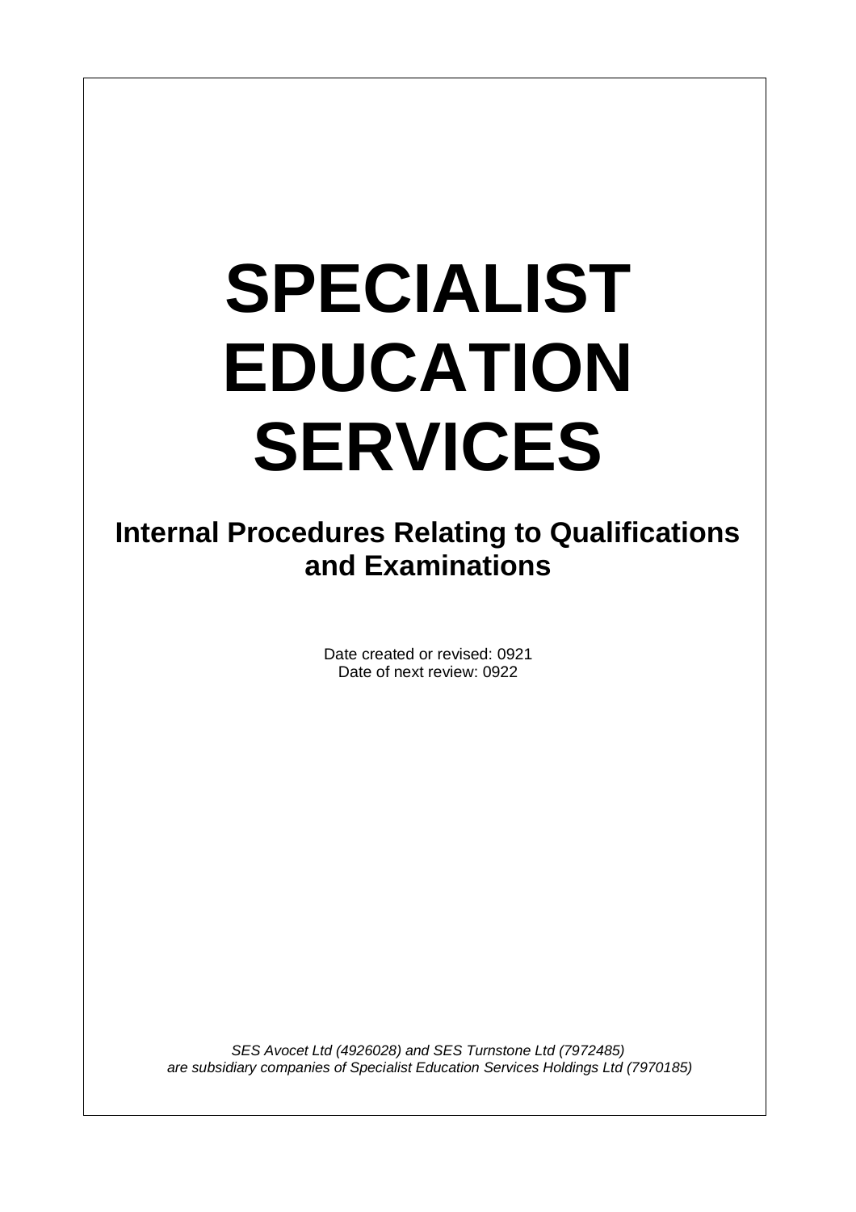# SPECIALIST EDUCATION SERVICES

## Internal Procedures Relating to Qualifications and Examinations

Date created or revised: 0921
Date of next review: 0922

*SES Avocet Ltd (4926028) and SES Turnstone Ltd (7972485) are subsidiary companies of Specialist Education Services Holdings Ltd (7970185)*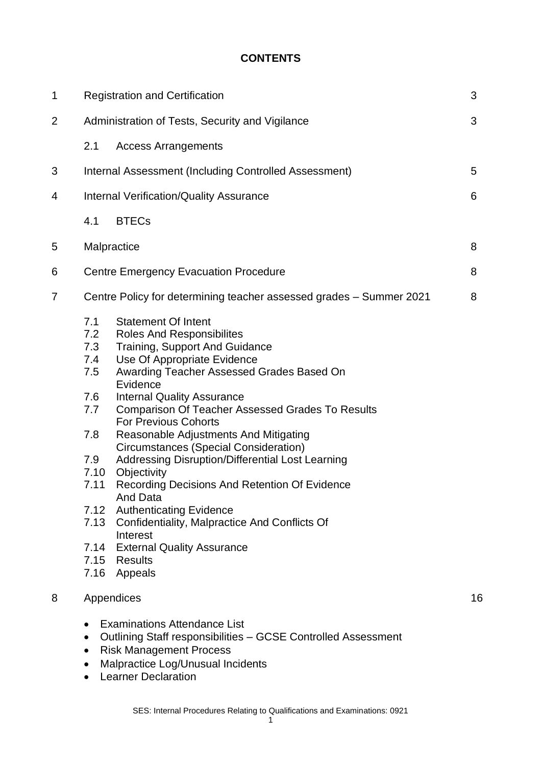# CONTENTS

| | | |
|---|---|---|
| 1 | Registration and Certification | 3 |
| 2 | Administration of Tests, Security and Vigilance | 3 |
| | 2.1 Access Arrangements | |
| 3 | Internal Assessment (Including Controlled Assessment) | 5 |
| 4 | Internal Verification/Quality Assurance | 6 |
| | 4.1 BTECs | |
| 5 | Malpractice | 8 |
| 6 | Centre Emergency Evacuation Procedure | 8 |
| 7 | Centre Policy for determining teacher assessed grades – Summer 2021 | 8 |
| | 7.1 Statement Of Intent | |
| | 7.2 Roles And Responsibilites | |
| | 7.3 Training, Support And Guidance | |
| | 7.4 Use Of Appropriate Evidence | |
| | 7.5 Awarding Teacher Assessed Grades Based On Evidence | |
| | 7.6 Internal Quality Assurance | |
| | 7.7 Comparison Of Teacher Assessed Grades To Results For Previous Cohorts | |
| | 7.8 Reasonable Adjustments And Mitigating Circumstances (Special Consideration) | |
| | 7.9 Addressing Disruption/Differential Lost Learning | |
| | 7.10 Objectivity | |
| | 7.11 Recording Decisions And Retention Of Evidence And Data | |
| | 7.12 Authenticating Evidence | |
| | 7.13 Confidentiality, Malpractice And Conflicts Of Interest | |
| | 7.14 External Quality Assurance | |
| | 7.15 Results | |
| | 7.16 Appeals | |
| 8 | Appendices | 16 |

- Examinations Attendance List
- Outlining Staff responsibilities – GCSE Controlled Assessment
- Risk Management Process
- Malpractice Log/Unusual Incidents
- Learner Declaration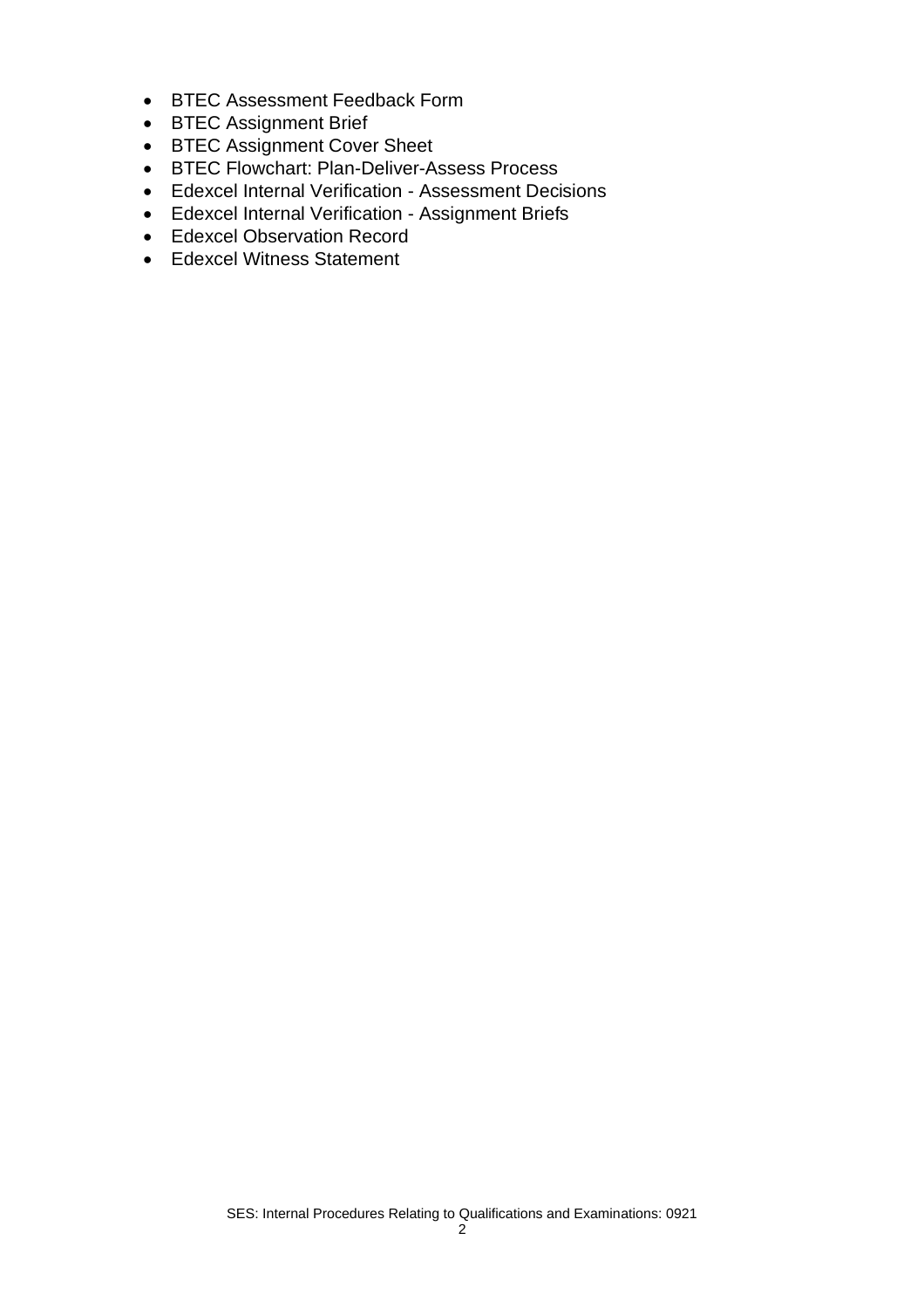- BTEC Assessment Feedback Form
- BTEC Assignment Brief
- BTEC Assignment Cover Sheet
- BTEC Flowchart: Plan-Deliver-Assess Process
- Edexcel Internal Verification - Assessment Decisions
- Edexcel Internal Verification - Assignment Briefs
- Edexcel Observation Record
- Edexcel Witness Statement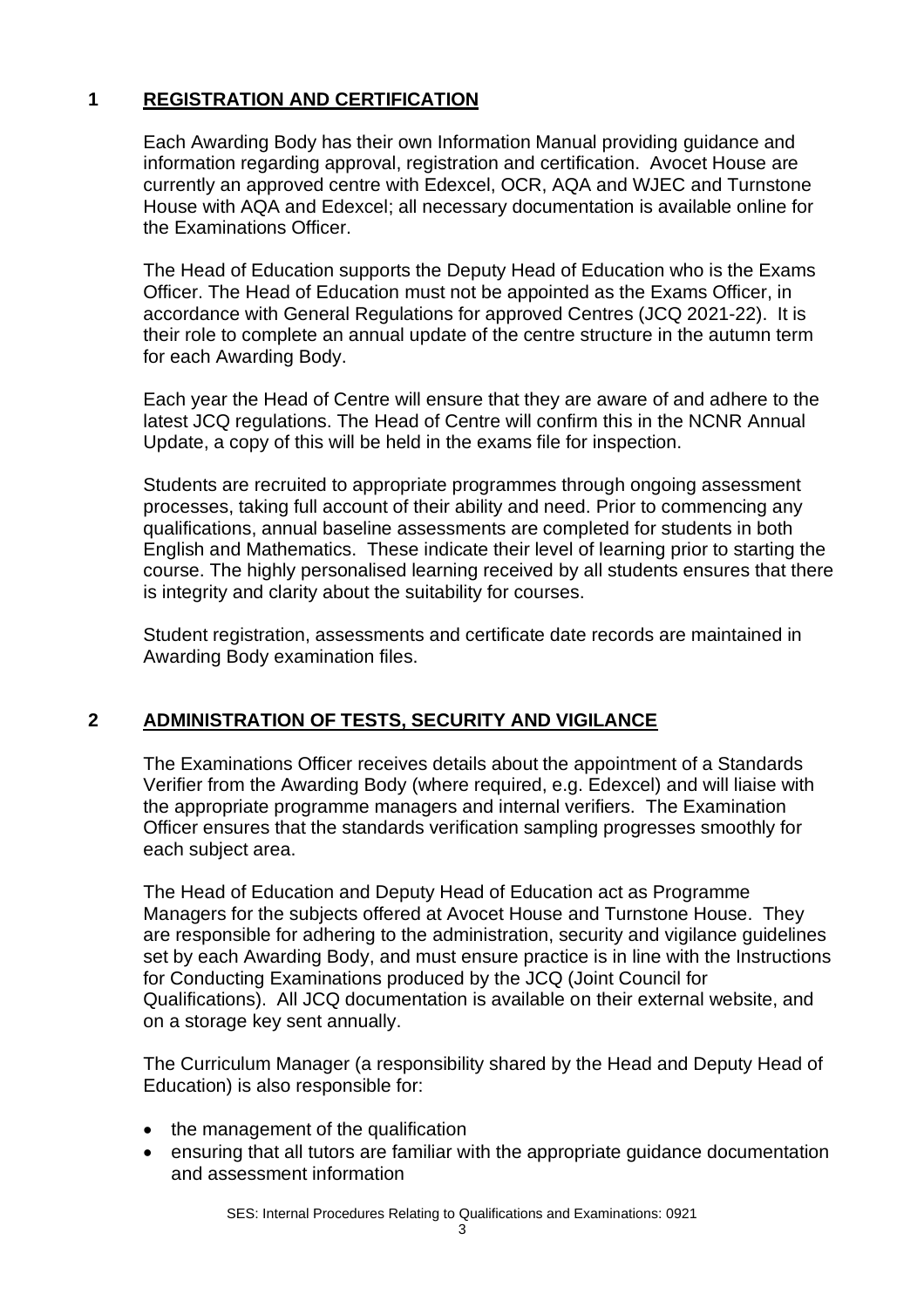## 1 REGISTRATION AND CERTIFICATION

Each Awarding Body has their own Information Manual providing guidance and information regarding approval, registration and certification. Avocet House are currently an approved centre with Edexcel, OCR, AQA and WJEC and Turnstone House with AQA and Edexcel; all necessary documentation is available online for the Examinations Officer.

The Head of Education supports the Deputy Head of Education who is the Exams Officer. The Head of Education must not be appointed as the Exams Officer, in accordance with General Regulations for approved Centres (JCQ 2021-22). It is their role to complete an annual update of the centre structure in the autumn term for each Awarding Body.

Each year the Head of Centre will ensure that they are aware of and adhere to the latest JCQ regulations. The Head of Centre will confirm this in the NCNR Annual Update, a copy of this will be held in the exams file for inspection.

Students are recruited to appropriate programmes through ongoing assessment processes, taking full account of their ability and need. Prior to commencing any qualifications, annual baseline assessments are completed for students in both English and Mathematics. These indicate their level of learning prior to starting the course. The highly personalised learning received by all students ensures that there is integrity and clarity about the suitability for courses.

Student registration, assessments and certificate date records are maintained in Awarding Body examination files.

## 2 ADMINISTRATION OF TESTS, SECURITY AND VIGILANCE

The Examinations Officer receives details about the appointment of a Standards Verifier from the Awarding Body (where required, e.g. Edexcel) and will liaise with the appropriate programme managers and internal verifiers. The Examination Officer ensures that the standards verification sampling progresses smoothly for each subject area.

The Head of Education and Deputy Head of Education act as Programme Managers for the subjects offered at Avocet House and Turnstone House. They are responsible for adhering to the administration, security and vigilance guidelines set by each Awarding Body, and must ensure practice is in line with the Instructions for Conducting Examinations produced by the JCQ (Joint Council for Qualifications). All JCQ documentation is available on their external website, and on a storage key sent annually.

The Curriculum Manager (a responsibility shared by the Head and Deputy Head of Education) is also responsible for:

- the management of the qualification
- ensuring that all tutors are familiar with the appropriate guidance documentation and assessment information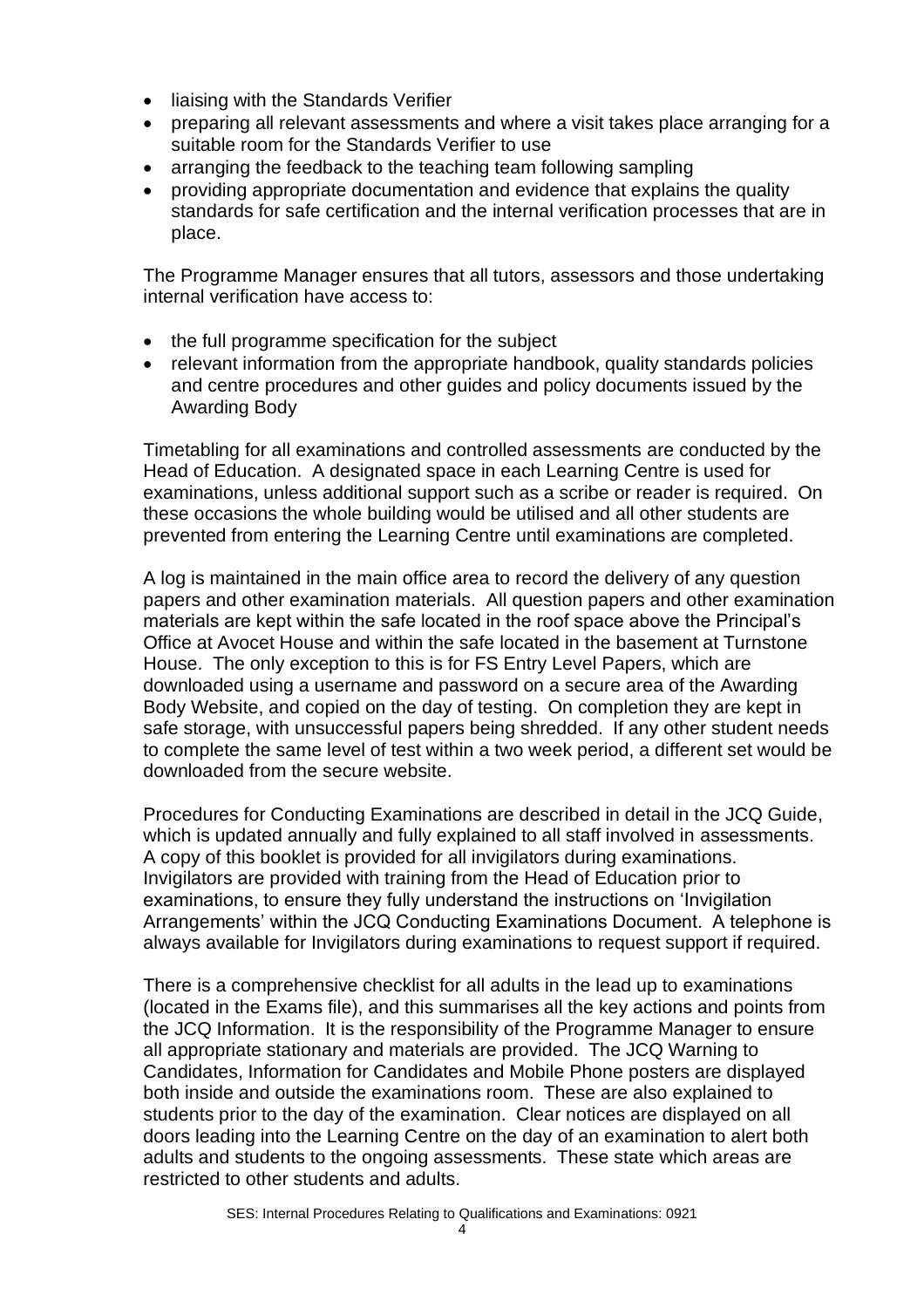- liaising with the Standards Verifier
- preparing all relevant assessments and where a visit takes place arranging for a suitable room for the Standards Verifier to use
- arranging the feedback to the teaching team following sampling
- providing appropriate documentation and evidence that explains the quality standards for safe certification and the internal verification processes that are in place.

The Programme Manager ensures that all tutors, assessors and those undertaking internal verification have access to:

- the full programme specification for the subject
- relevant information from the appropriate handbook, quality standards policies and centre procedures and other guides and policy documents issued by the Awarding Body

Timetabling for all examinations and controlled assessments are conducted by the Head of Education. A designated space in each Learning Centre is used for examinations, unless additional support such as a scribe or reader is required. On these occasions the whole building would be utilised and all other students are prevented from entering the Learning Centre until examinations are completed.

A log is maintained in the main office area to record the delivery of any question papers and other examination materials. All question papers and other examination materials are kept within the safe located in the roof space above the Principal's Office at Avocet House and within the safe located in the basement at Turnstone House. The only exception to this is for FS Entry Level Papers, which are downloaded using a username and password on a secure area of the Awarding Body Website, and copied on the day of testing. On completion they are kept in safe storage, with unsuccessful papers being shredded. If any other student needs to complete the same level of test within a two week period, a different set would be downloaded from the secure website.

Procedures for Conducting Examinations are described in detail in the JCQ Guide, which is updated annually and fully explained to all staff involved in assessments. A copy of this booklet is provided for all invigilators during examinations. Invigilators are provided with training from the Head of Education prior to examinations, to ensure they fully understand the instructions on 'Invigilation Arrangements' within the JCQ Conducting Examinations Document. A telephone is always available for Invigilators during examinations to request support if required.

There is a comprehensive checklist for all adults in the lead up to examinations (located in the Exams file), and this summarises all the key actions and points from the JCQ Information. It is the responsibility of the Programme Manager to ensure all appropriate stationary and materials are provided. The JCQ Warning to Candidates, Information for Candidates and Mobile Phone posters are displayed both inside and outside the examinations room. These are also explained to students prior to the day of the examination. Clear notices are displayed on all doors leading into the Learning Centre on the day of an examination to alert both adults and students to the ongoing assessments. These state which areas are restricted to other students and adults.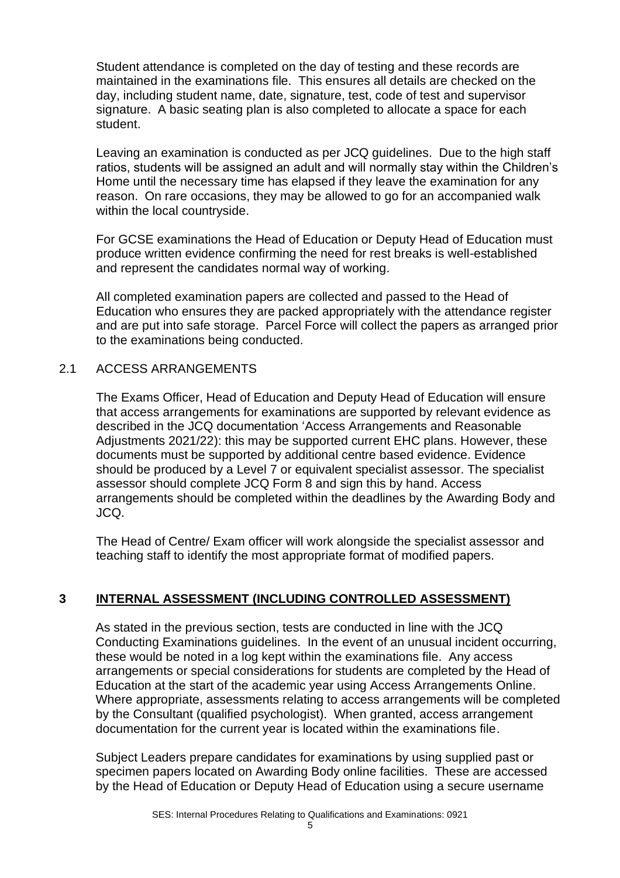Student attendance is completed on the day of testing and these records are maintained in the examinations file. This ensures all details are checked on the day, including student name, date, signature, test, code of test and supervisor signature. A basic seating plan is also completed to allocate a space for each student.

Leaving an examination is conducted as per JCQ guidelines. Due to the high staff ratios, students will be assigned an adult and will normally stay within the Children's Home until the necessary time has elapsed if they leave the examination for any reason. On rare occasions, they may be allowed to go for an accompanied walk within the local countryside.

For GCSE examinations the Head of Education or Deputy Head of Education must produce written evidence confirming the need for rest breaks is well-established and represent the candidates normal way of working.

All completed examination papers are collected and passed to the Head of Education who ensures they are packed appropriately with the attendance register and are put into safe storage. Parcel Force will collect the papers as arranged prior to the examinations being conducted.

### 2.1 ACCESS ARRANGEMENTS

The Exams Officer, Head of Education and Deputy Head of Education will ensure that access arrangements for examinations are supported by relevant evidence as described in the JCQ documentation 'Access Arrangements and Reasonable Adjustments 2021/22): this may be supported current EHC plans. However, these documents must be supported by additional centre based evidence. Evidence should be produced by a Level 7 or equivalent specialist assessor. The specialist assessor should complete JCQ Form 8 and sign this by hand. Access arrangements should be completed within the deadlines by the Awarding Body and JCQ.

The Head of Centre/ Exam officer will work alongside the specialist assessor and teaching staff to identify the most appropriate format of modified papers.

## 3 INTERNAL ASSESSMENT (INCLUDING CONTROLLED ASSESSMENT)

As stated in the previous section, tests are conducted in line with the JCQ Conducting Examinations guidelines. In the event of an unusual incident occurring, these would be noted in a log kept within the examinations file. Any access arrangements or special considerations for students are completed by the Head of Education at the start of the academic year using Access Arrangements Online. Where appropriate, assessments relating to access arrangements will be completed by the Consultant (qualified psychologist). When granted, access arrangement documentation for the current year is located within the examinations file.

Subject Leaders prepare candidates for examinations by using supplied past or specimen papers located on Awarding Body online facilities. These are accessed by the Head of Education or Deputy Head of Education using a secure username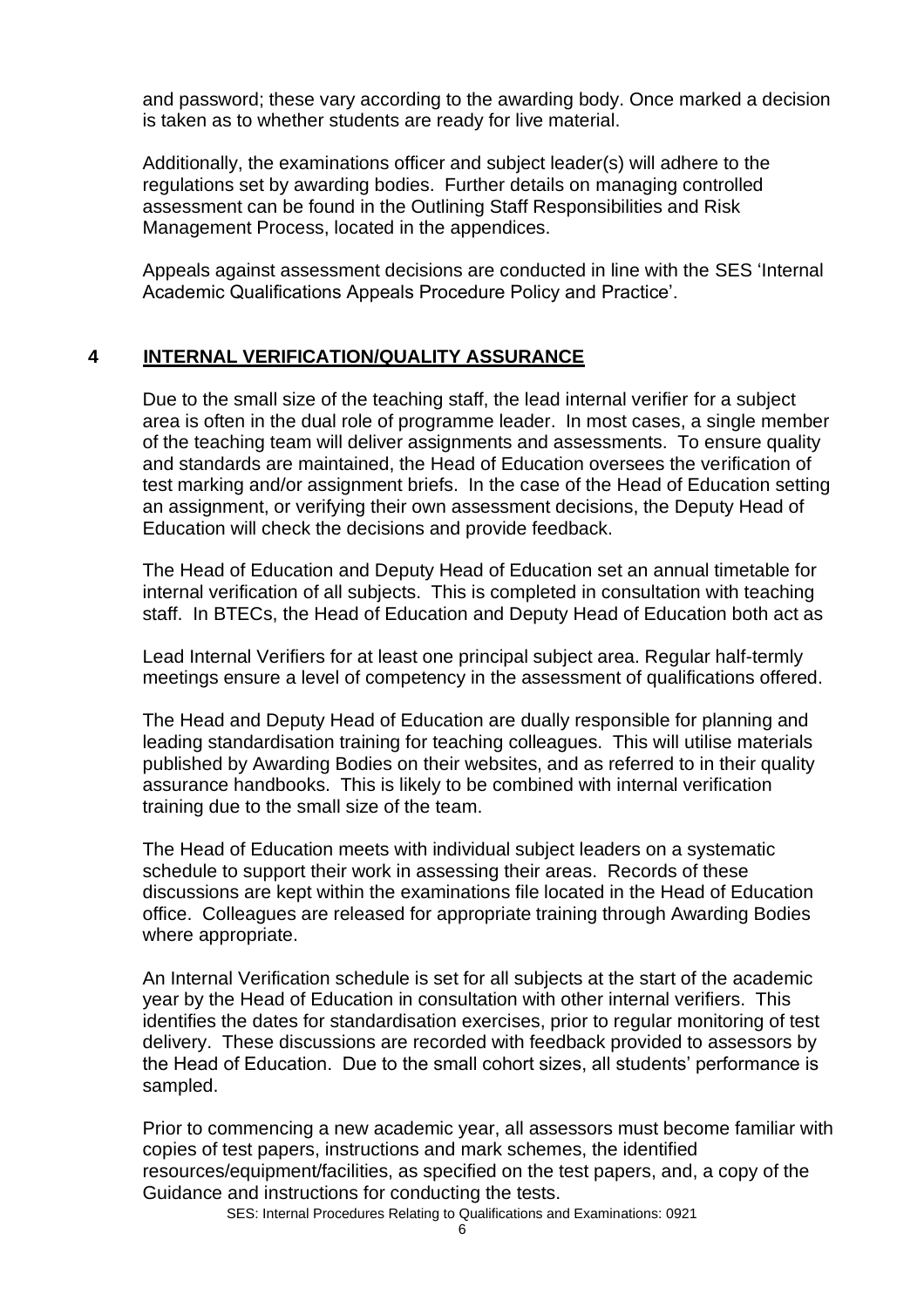and password; these vary according to the awarding body. Once marked a decision is taken as to whether students are ready for live material.

Additionally, the examinations officer and subject leader(s) will adhere to the regulations set by awarding bodies. Further details on managing controlled assessment can be found in the Outlining Staff Responsibilities and Risk Management Process, located in the appendices.

Appeals against assessment decisions are conducted in line with the SES 'Internal Academic Qualifications Appeals Procedure Policy and Practice'.

## 4 INTERNAL VERIFICATION/QUALITY ASSURANCE

Due to the small size of the teaching staff, the lead internal verifier for a subject area is often in the dual role of programme leader. In most cases, a single member of the teaching team will deliver assignments and assessments. To ensure quality and standards are maintained, the Head of Education oversees the verification of test marking and/or assignment briefs. In the case of the Head of Education setting an assignment, or verifying their own assessment decisions, the Deputy Head of Education will check the decisions and provide feedback.

The Head of Education and Deputy Head of Education set an annual timetable for internal verification of all subjects. This is completed in consultation with teaching staff. In BTECs, the Head of Education and Deputy Head of Education both act as

Lead Internal Verifiers for at least one principal subject area. Regular half-termly meetings ensure a level of competency in the assessment of qualifications offered.

The Head and Deputy Head of Education are dually responsible for planning and leading standardisation training for teaching colleagues. This will utilise materials published by Awarding Bodies on their websites, and as referred to in their quality assurance handbooks. This is likely to be combined with internal verification training due to the small size of the team.

The Head of Education meets with individual subject leaders on a systematic schedule to support their work in assessing their areas. Records of these discussions are kept within the examinations file located in the Head of Education office. Colleagues are released for appropriate training through Awarding Bodies where appropriate.

An Internal Verification schedule is set for all subjects at the start of the academic year by the Head of Education in consultation with other internal verifiers. This identifies the dates for standardisation exercises, prior to regular monitoring of test delivery. These discussions are recorded with feedback provided to assessors by the Head of Education. Due to the small cohort sizes, all students' performance is sampled.

Prior to commencing a new academic year, all assessors must become familiar with copies of test papers, instructions and mark schemes, the identified resources/equipment/facilities, as specified on the test papers, and, a copy of the Guidance and instructions for conducting the tests.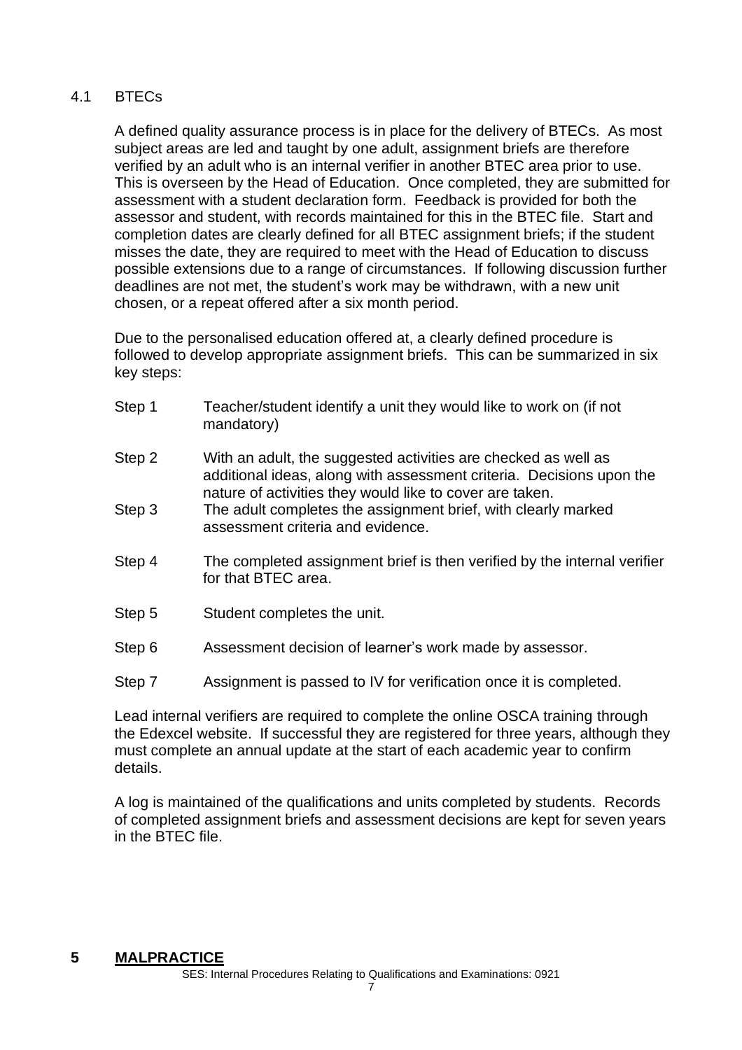### 4.1 BTECs

A defined quality assurance process is in place for the delivery of BTECs. As most subject areas are led and taught by one adult, assignment briefs are therefore verified by an adult who is an internal verifier in another BTEC area prior to use. This is overseen by the Head of Education. Once completed, they are submitted for assessment with a student declaration form. Feedback is provided for both the assessor and student, with records maintained for this in the BTEC file. Start and completion dates are clearly defined for all BTEC assignment briefs; if the student misses the date, they are required to meet with the Head of Education to discuss possible extensions due to a range of circumstances. If following discussion further deadlines are not met, the student's work may be withdrawn, with a new unit chosen, or a repeat offered after a six month period.

Due to the personalised education offered at, a clearly defined procedure is followed to develop appropriate assignment briefs. This can be summarized in six key steps:

- Step 1 — Teacher/student identify a unit they would like to work on (if not mandatory)
- Step 2 — With an adult, the suggested activities are checked as well as additional ideas, along with assessment criteria. Decisions upon the nature of activities they would like to cover are taken.
- Step 3 — The adult completes the assignment brief, with clearly marked assessment criteria and evidence.
- Step 4 — The completed assignment brief is then verified by the internal verifier for that BTEC area.
- Step 5 — Student completes the unit.
- Step 6 — Assessment decision of learner's work made by assessor.
- Step 7 — Assignment is passed to IV for verification once it is completed.

Lead internal verifiers are required to complete the online OSCA training through the Edexcel website. If successful they are registered for three years, although they must complete an annual update at the start of each academic year to confirm details.

A log is maintained of the qualifications and units completed by students. Records of completed assignment briefs and assessment decisions are kept for seven years in the BTEC file.

## 5 **MALPRACTICE**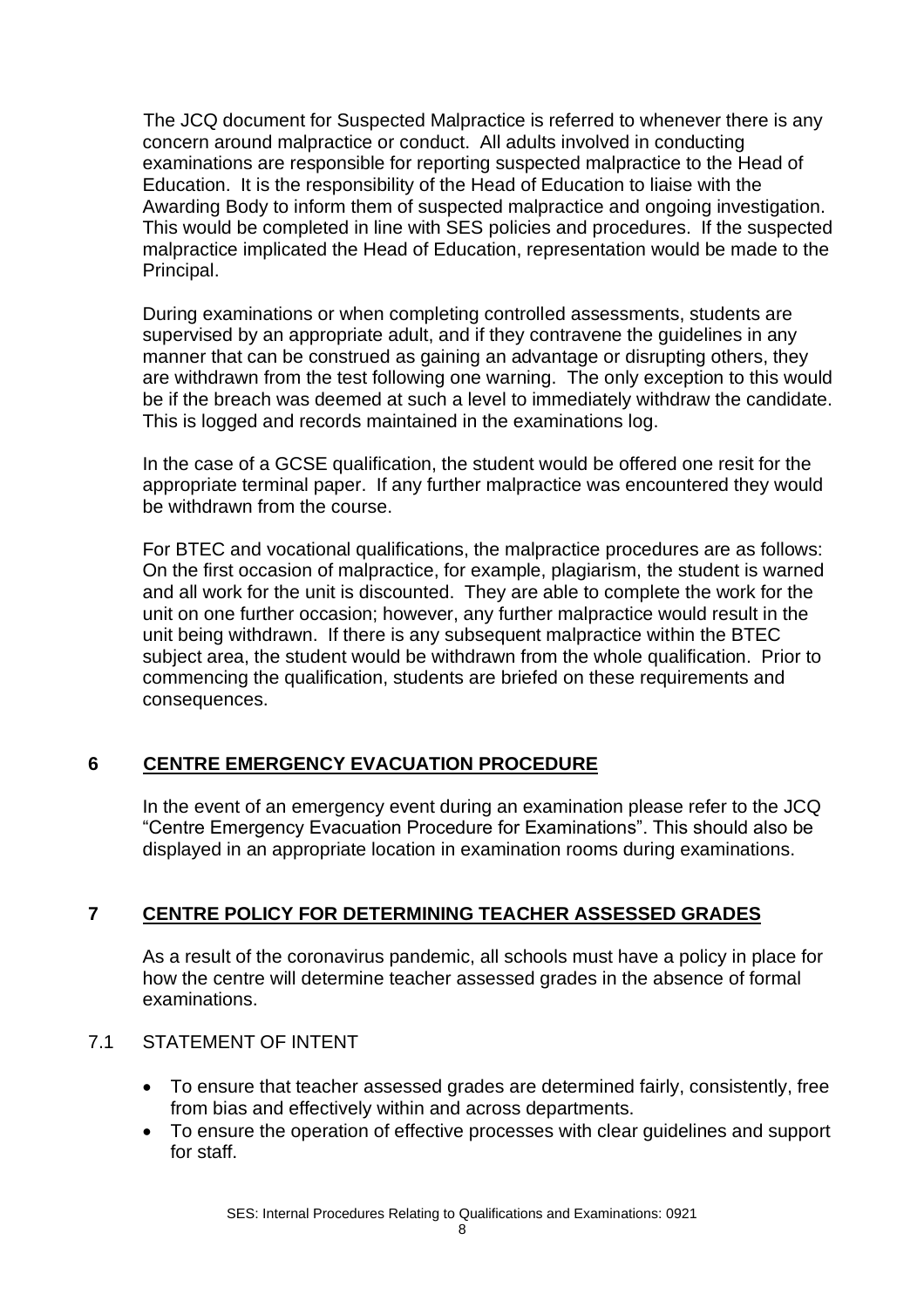The JCQ document for Suspected Malpractice is referred to whenever there is any concern around malpractice or conduct. All adults involved in conducting examinations are responsible for reporting suspected malpractice to the Head of Education. It is the responsibility of the Head of Education to liaise with the Awarding Body to inform them of suspected malpractice and ongoing investigation. This would be completed in line with SES policies and procedures. If the suspected malpractice implicated the Head of Education, representation would be made to the Principal.

During examinations or when completing controlled assessments, students are supervised by an appropriate adult, and if they contravene the guidelines in any manner that can be construed as gaining an advantage or disrupting others, they are withdrawn from the test following one warning. The only exception to this would be if the breach was deemed at such a level to immediately withdraw the candidate. This is logged and records maintained in the examinations log.

In the case of a GCSE qualification, the student would be offered one resit for the appropriate terminal paper. If any further malpractice was encountered they would be withdrawn from the course.

For BTEC and vocational qualifications, the malpractice procedures are as follows: On the first occasion of malpractice, for example, plagiarism, the student is warned and all work for the unit is discounted. They are able to complete the work for the unit on one further occasion; however, any further malpractice would result in the unit being withdrawn. If there is any subsequent malpractice within the BTEC subject area, the student would be withdrawn from the whole qualification. Prior to commencing the qualification, students are briefed on these requirements and consequences.

## 6 CENTRE EMERGENCY EVACUATION PROCEDURE

In the event of an emergency event during an examination please refer to the JCQ "Centre Emergency Evacuation Procedure for Examinations". This should also be displayed in an appropriate location in examination rooms during examinations.

## 7 CENTRE POLICY FOR DETERMINING TEACHER ASSESSED GRADES

As a result of the coronavirus pandemic, all schools must have a policy in place for how the centre will determine teacher assessed grades in the absence of formal examinations.

### 7.1 STATEMENT OF INTENT

- To ensure that teacher assessed grades are determined fairly, consistently, free from bias and effectively within and across departments.
- To ensure the operation of effective processes with clear guidelines and support for staff.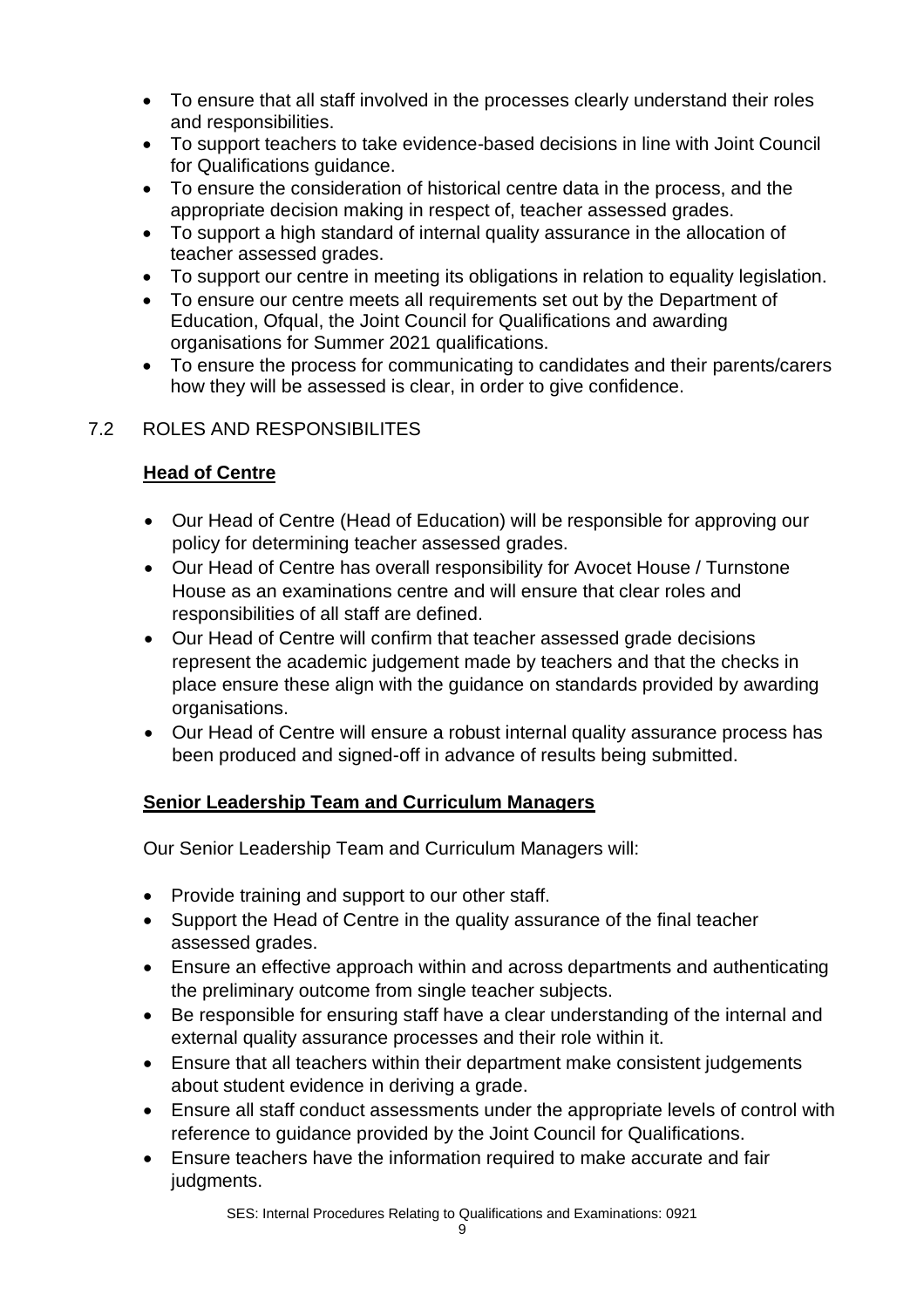- To ensure that all staff involved in the processes clearly understand their roles and responsibilities.
- To support teachers to take evidence-based decisions in line with Joint Council for Qualifications guidance.
- To ensure the consideration of historical centre data in the process, and the appropriate decision making in respect of, teacher assessed grades.
- To support a high standard of internal quality assurance in the allocation of teacher assessed grades.
- To support our centre in meeting its obligations in relation to equality legislation.
- To ensure our centre meets all requirements set out by the Department of Education, Ofqual, the Joint Council for Qualifications and awarding organisations for Summer 2021 qualifications.
- To ensure the process for communicating to candidates and their parents/carers how they will be assessed is clear, in order to give confidence.

## 7.2 ROLES AND RESPONSIBILITES

**Head of Centre**

- Our Head of Centre (Head of Education) will be responsible for approving our policy for determining teacher assessed grades.
- Our Head of Centre has overall responsibility for Avocet House / Turnstone House as an examinations centre and will ensure that clear roles and responsibilities of all staff are defined.
- Our Head of Centre will confirm that teacher assessed grade decisions represent the academic judgement made by teachers and that the checks in place ensure these align with the guidance on standards provided by awarding organisations.
- Our Head of Centre will ensure a robust internal quality assurance process has been produced and signed-off in advance of results being submitted.

**Senior Leadership Team and Curriculum Managers**

Our Senior Leadership Team and Curriculum Managers will:

- Provide training and support to our other staff.
- Support the Head of Centre in the quality assurance of the final teacher assessed grades.
- Ensure an effective approach within and across departments and authenticating the preliminary outcome from single teacher subjects.
- Be responsible for ensuring staff have a clear understanding of the internal and external quality assurance processes and their role within it.
- Ensure that all teachers within their department make consistent judgements about student evidence in deriving a grade.
- Ensure all staff conduct assessments under the appropriate levels of control with reference to guidance provided by the Joint Council for Qualifications.
- Ensure teachers have the information required to make accurate and fair judgments.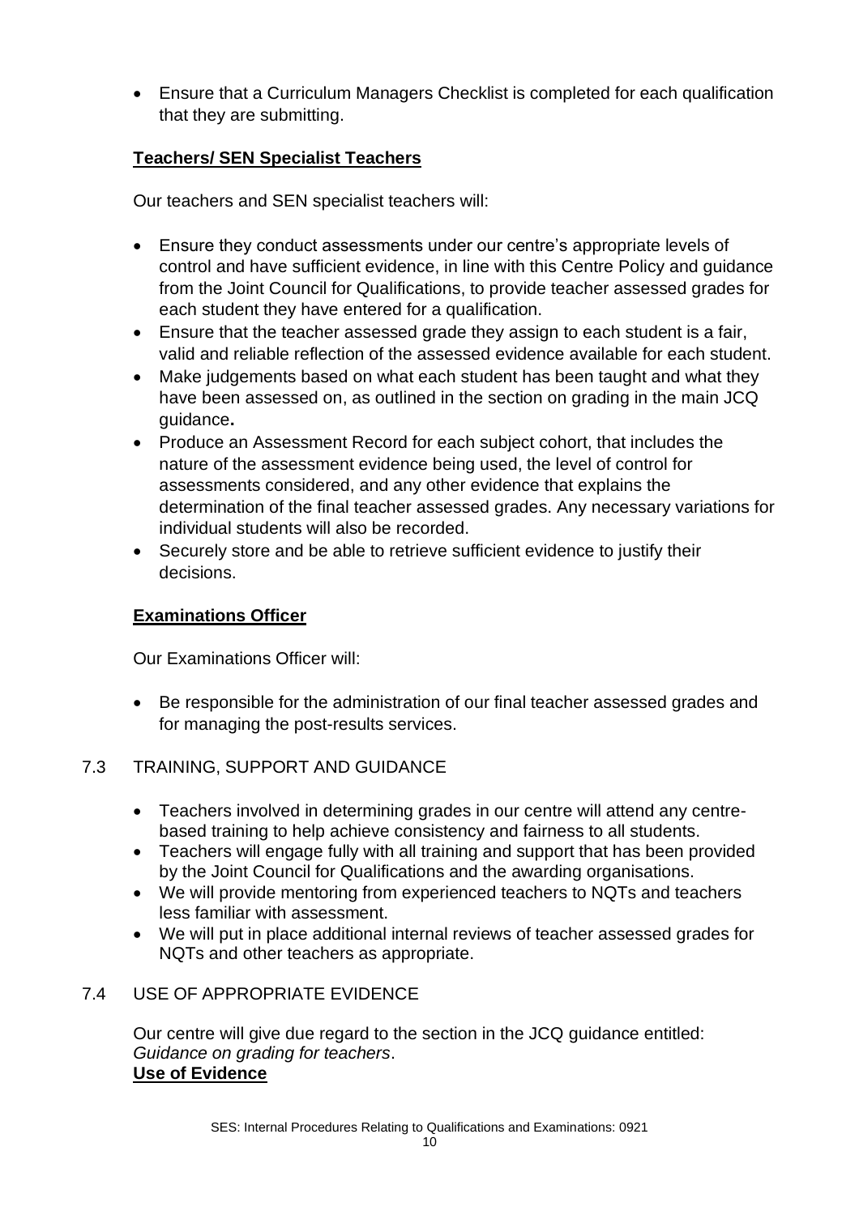- Ensure that a Curriculum Managers Checklist is completed for each qualification that they are submitting.

**Teachers/ SEN Specialist Teachers**

Our teachers and SEN specialist teachers will:

- Ensure they conduct assessments under our centre's appropriate levels of control and have sufficient evidence, in line with this Centre Policy and guidance from the Joint Council for Qualifications, to provide teacher assessed grades for each student they have entered for a qualification.
- Ensure that the teacher assessed grade they assign to each student is a fair, valid and reliable reflection of the assessed evidence available for each student.
- Make judgements based on what each student has been taught and what they have been assessed on, as outlined in the section on grading in the main JCQ guidance**.**
- Produce an Assessment Record for each subject cohort, that includes the nature of the assessment evidence being used, the level of control for assessments considered, and any other evidence that explains the determination of the final teacher assessed grades. Any necessary variations for individual students will also be recorded.
- Securely store and be able to retrieve sufficient evidence to justify their decisions.

**Examinations Officer**

Our Examinations Officer will:

- Be responsible for the administration of our final teacher assessed grades and for managing the post-results services.

## 7.3 TRAINING, SUPPORT AND GUIDANCE

- Teachers involved in determining grades in our centre will attend any centre-based training to help achieve consistency and fairness to all students.
- Teachers will engage fully with all training and support that has been provided by the Joint Council for Qualifications and the awarding organisations.
- We will provide mentoring from experienced teachers to NQTs and teachers less familiar with assessment.
- We will put in place additional internal reviews of teacher assessed grades for NQTs and other teachers as appropriate.

## 7.4 USE OF APPROPRIATE EVIDENCE

Our centre will give due regard to the section in the JCQ guidance entitled: *Guidance on grading for teachers*.

**Use of Evidence**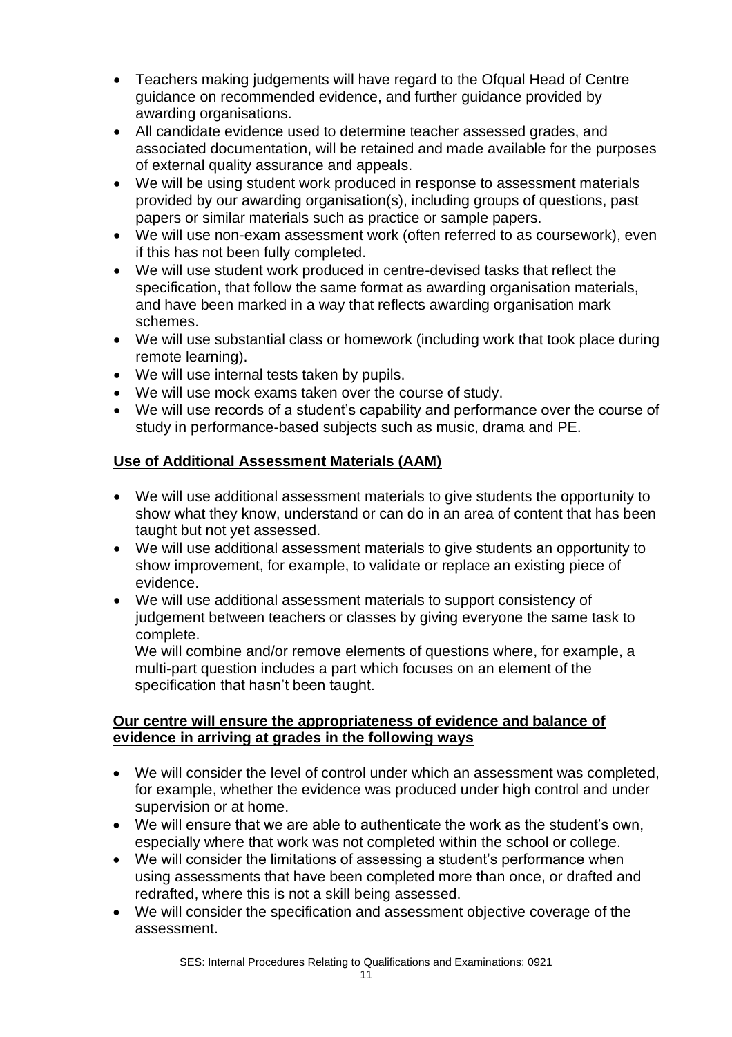- Teachers making judgements will have regard to the Ofqual Head of Centre guidance on recommended evidence, and further guidance provided by awarding organisations.
- All candidate evidence used to determine teacher assessed grades, and associated documentation, will be retained and made available for the purposes of external quality assurance and appeals.
- We will be using student work produced in response to assessment materials provided by our awarding organisation(s), including groups of questions, past papers or similar materials such as practice or sample papers.
- We will use non-exam assessment work (often referred to as coursework), even if this has not been fully completed.
- We will use student work produced in centre-devised tasks that reflect the specification, that follow the same format as awarding organisation materials, and have been marked in a way that reflects awarding organisation mark schemes.
- We will use substantial class or homework (including work that took place during remote learning).
- We will use internal tests taken by pupils.
- We will use mock exams taken over the course of study.
- We will use records of a student's capability and performance over the course of study in performance-based subjects such as music, drama and PE.

**Use of Additional Assessment Materials (AAM)**

- We will use additional assessment materials to give students the opportunity to show what they know, understand or can do in an area of content that has been taught but not yet assessed.
- We will use additional assessment materials to give students an opportunity to show improvement, for example, to validate or replace an existing piece of evidence.
- We will use additional assessment materials to support consistency of judgement between teachers or classes by giving everyone the same task to complete.
  We will combine and/or remove elements of questions where, for example, a multi-part question includes a part which focuses on an element of the specification that hasn't been taught.

**Our centre will ensure the appropriateness of evidence and balance of evidence in arriving at grades in the following ways**

- We will consider the level of control under which an assessment was completed, for example, whether the evidence was produced under high control and under supervision or at home.
- We will ensure that we are able to authenticate the work as the student's own, especially where that work was not completed within the school or college.
- We will consider the limitations of assessing a student's performance when using assessments that have been completed more than once, or drafted and redrafted, where this is not a skill being assessed.
- We will consider the specification and assessment objective coverage of the assessment.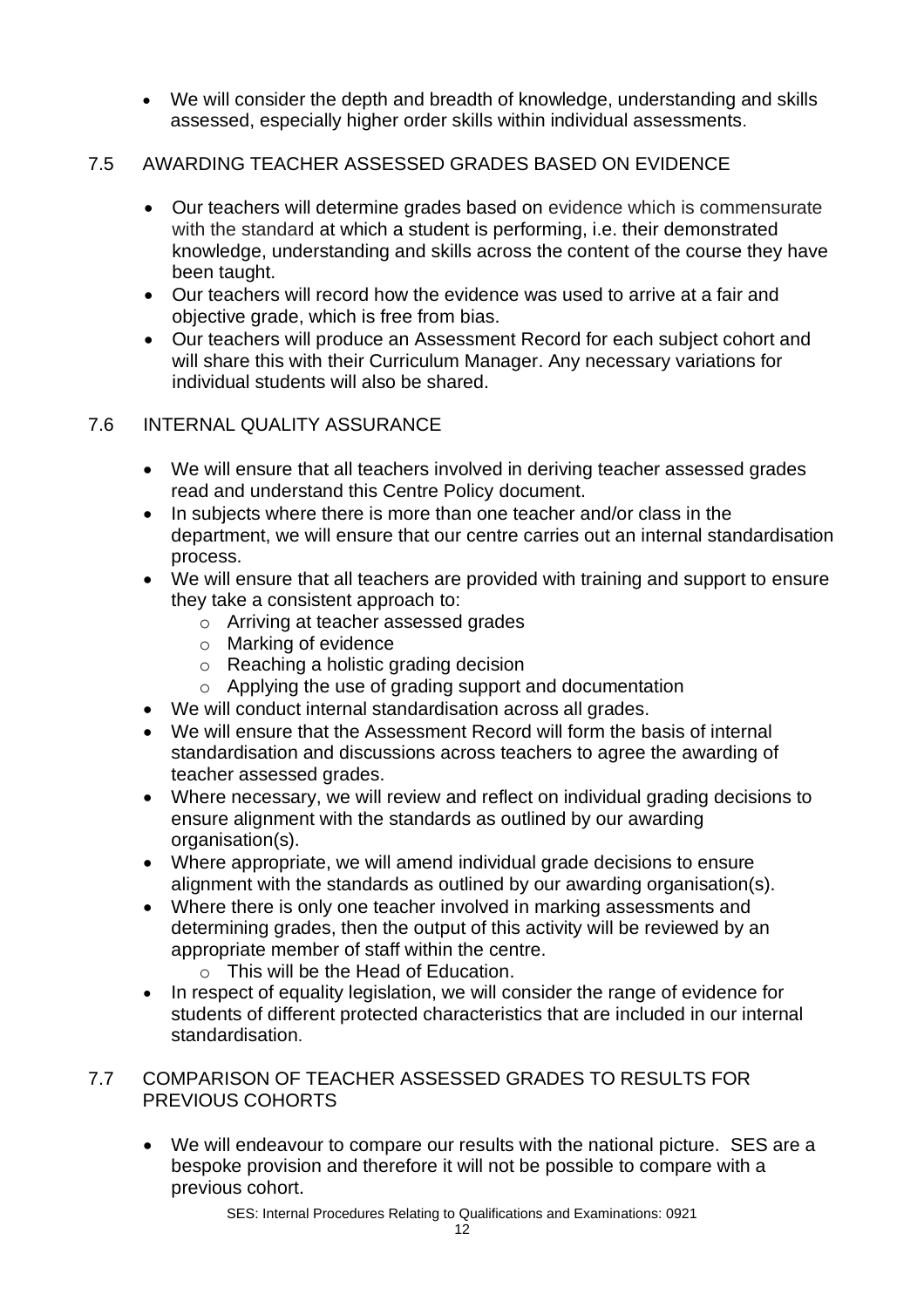- We will consider the depth and breadth of knowledge, understanding and skills assessed, especially higher order skills within individual assessments.

## 7.5 AWARDING TEACHER ASSESSED GRADES BASED ON EVIDENCE

- Our teachers will determine grades based on evidence which is commensurate with the standard at which a student is performing, i.e. their demonstrated knowledge, understanding and skills across the content of the course they have been taught.
- Our teachers will record how the evidence was used to arrive at a fair and objective grade, which is free from bias.
- Our teachers will produce an Assessment Record for each subject cohort and will share this with their Curriculum Manager. Any necessary variations for individual students will also be shared.

## 7.6 INTERNAL QUALITY ASSURANCE

- We will ensure that all teachers involved in deriving teacher assessed grades read and understand this Centre Policy document.
- In subjects where there is more than one teacher and/or class in the department, we will ensure that our centre carries out an internal standardisation process.
- We will ensure that all teachers are provided with training and support to ensure they take a consistent approach to:
  - Arriving at teacher assessed grades
  - Marking of evidence
  - Reaching a holistic grading decision
  - Applying the use of grading support and documentation
- We will conduct internal standardisation across all grades.
- We will ensure that the Assessment Record will form the basis of internal standardisation and discussions across teachers to agree the awarding of teacher assessed grades.
- Where necessary, we will review and reflect on individual grading decisions to ensure alignment with the standards as outlined by our awarding organisation(s).
- Where appropriate, we will amend individual grade decisions to ensure alignment with the standards as outlined by our awarding organisation(s).
- Where there is only one teacher involved in marking assessments and determining grades, then the output of this activity will be reviewed by an appropriate member of staff within the centre.
  - This will be the Head of Education.
- In respect of equality legislation, we will consider the range of evidence for students of different protected characteristics that are included in our internal standardisation.

## 7.7 COMPARISON OF TEACHER ASSESSED GRADES TO RESULTS FOR PREVIOUS COHORTS

- We will endeavour to compare our results with the national picture. SES are a bespoke provision and therefore it will not be possible to compare with a previous cohort.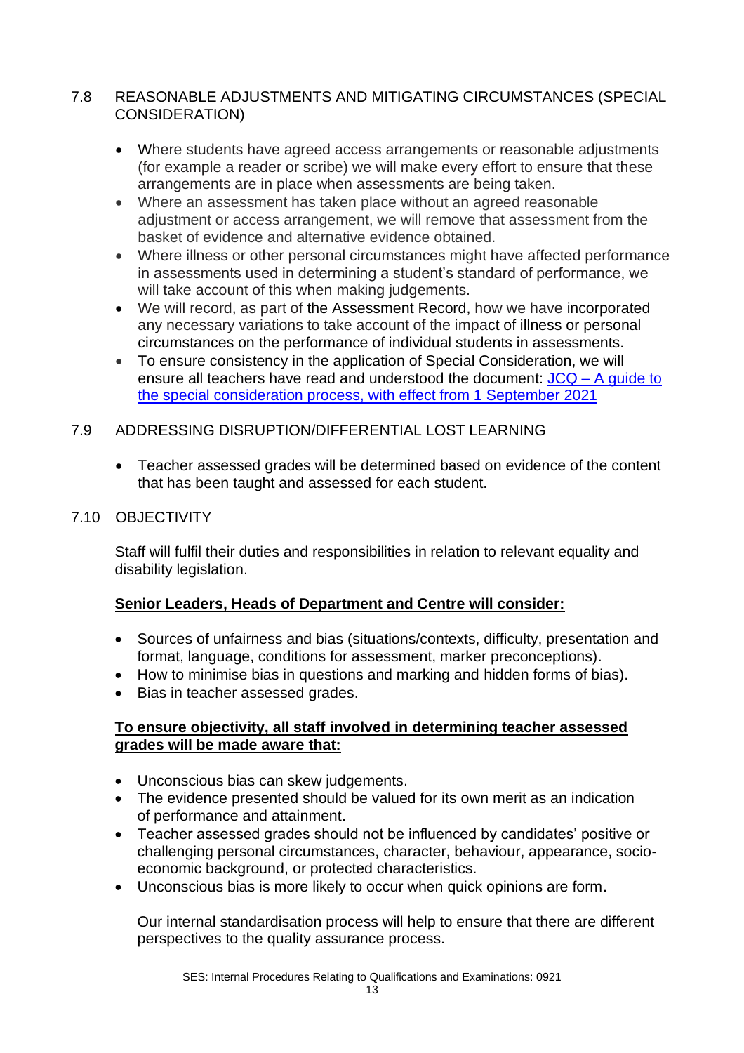## 7.8 REASONABLE ADJUSTMENTS AND MITIGATING CIRCUMSTANCES (SPECIAL CONSIDERATION)

- Where students have agreed access arrangements or reasonable adjustments (for example a reader or scribe) we will make every effort to ensure that these arrangements are in place when assessments are being taken.
- Where an assessment has taken place without an agreed reasonable adjustment or access arrangement, we will remove that assessment from the basket of evidence and alternative evidence obtained.
- Where illness or other personal circumstances might have affected performance in assessments used in determining a student's standard of performance, we will take account of this when making judgements.
- We will record, as part of the Assessment Record, how we have incorporated any necessary variations to take account of the impact of illness or personal circumstances on the performance of individual students in assessments.
- To ensure consistency in the application of Special Consideration, we will ensure all teachers have read and understood the document: [JCQ – A guide to the special consideration process, with effect from 1 September 2021]()

## 7.9 ADDRESSING DISRUPTION/DIFFERENTIAL LOST LEARNING

- Teacher assessed grades will be determined based on evidence of the content that has been taught and assessed for each student.

## 7.10 OBJECTIVITY

Staff will fulfil their duties and responsibilities in relation to relevant equality and disability legislation.

**Senior Leaders, Heads of Department and Centre will consider:**

- Sources of unfairness and bias (situations/contexts, difficulty, presentation and format, language, conditions for assessment, marker preconceptions).
- How to minimise bias in questions and marking and hidden forms of bias).
- Bias in teacher assessed grades.

**To ensure objectivity, all staff involved in determining teacher assessed grades will be made aware that:**

- Unconscious bias can skew judgements.
- The evidence presented should be valued for its own merit as an indication of performance and attainment.
- Teacher assessed grades should not be influenced by candidates' positive or challenging personal circumstances, character, behaviour, appearance, socio-economic background, or protected characteristics.
- Unconscious bias is more likely to occur when quick opinions are form.

  Our internal standardisation process will help to ensure that there are different perspectives to the quality assurance process.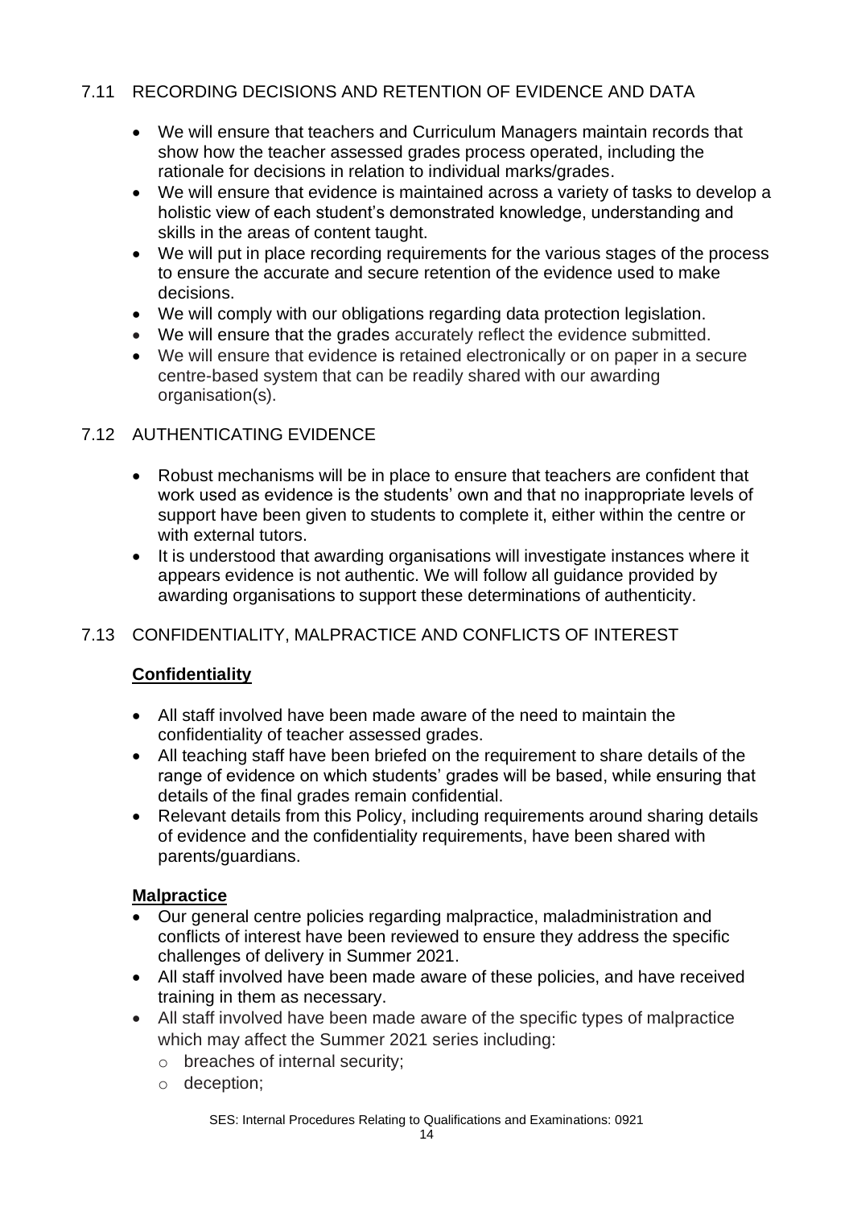## 7.11 RECORDING DECISIONS AND RETENTION OF EVIDENCE AND DATA

- We will ensure that teachers and Curriculum Managers maintain records that show how the teacher assessed grades process operated, including the rationale for decisions in relation to individual marks/grades.
- We will ensure that evidence is maintained across a variety of tasks to develop a holistic view of each student's demonstrated knowledge, understanding and skills in the areas of content taught.
- We will put in place recording requirements for the various stages of the process to ensure the accurate and secure retention of the evidence used to make decisions.
- We will comply with our obligations regarding data protection legislation.
- We will ensure that the grades accurately reflect the evidence submitted.
- We will ensure that evidence is retained electronically or on paper in a secure centre-based system that can be readily shared with our awarding organisation(s).

## 7.12 AUTHENTICATING EVIDENCE

- Robust mechanisms will be in place to ensure that teachers are confident that work used as evidence is the students' own and that no inappropriate levels of support have been given to students to complete it, either within the centre or with external tutors.
- It is understood that awarding organisations will investigate instances where it appears evidence is not authentic. We will follow all guidance provided by awarding organisations to support these determinations of authenticity.

## 7.13 CONFIDENTIALITY, MALPRACTICE AND CONFLICTS OF INTEREST

**Confidentiality**

- All staff involved have been made aware of the need to maintain the confidentiality of teacher assessed grades.
- All teaching staff have been briefed on the requirement to share details of the range of evidence on which students' grades will be based, while ensuring that details of the final grades remain confidential.
- Relevant details from this Policy, including requirements around sharing details of evidence and the confidentiality requirements, have been shared with parents/guardians.

**Malpractice**

- Our general centre policies regarding malpractice, maladministration and conflicts of interest have been reviewed to ensure they address the specific challenges of delivery in Summer 2021.
- All staff involved have been made aware of these policies, and have received training in them as necessary.
- All staff involved have been made aware of the specific types of malpractice which may affect the Summer 2021 series including:
  - breaches of internal security;
  - deception;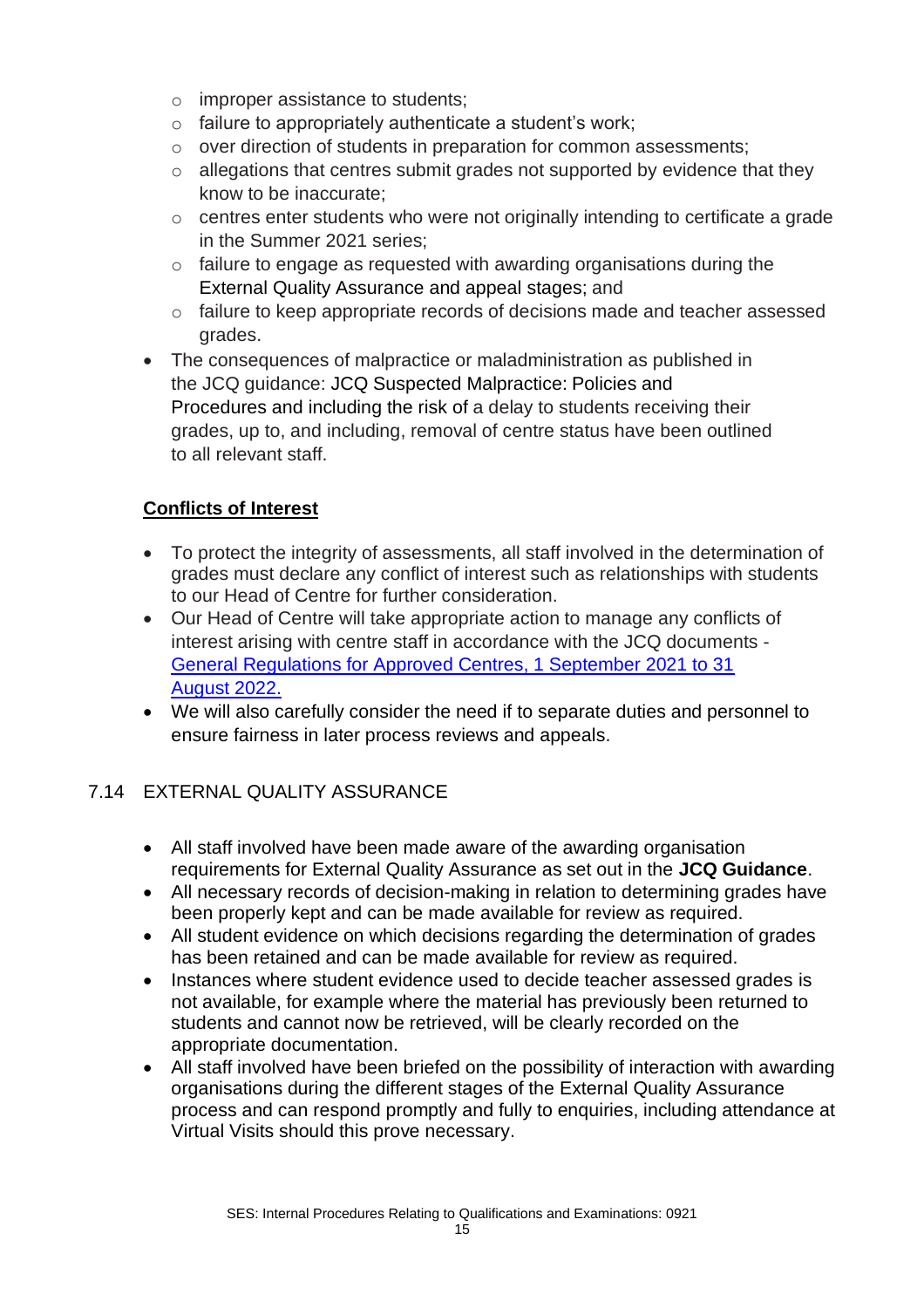- improper assistance to students;
  - failure to appropriately authenticate a student's work;
  - over direction of students in preparation for common assessments;
  - allegations that centres submit grades not supported by evidence that they know to be inaccurate;
  - centres enter students who were not originally intending to certificate a grade in the Summer 2021 series;
  - failure to engage as requested with awarding organisations during the External Quality Assurance and appeal stages; and
  - failure to keep appropriate records of decisions made and teacher assessed grades.
- The consequences of malpractice or maladministration as published in the JCQ guidance: JCQ Suspected Malpractice: Policies and Procedures and including the risk of a delay to students receiving their grades, up to, and including, removal of centre status have been outlined to all relevant staff.

**Conflicts of Interest**

- To protect the integrity of assessments, all staff involved in the determination of grades must declare any conflict of interest such as relationships with students to our Head of Centre for further consideration.
- Our Head of Centre will take appropriate action to manage any conflicts of interest arising with centre staff in accordance with the JCQ documents - [General Regulations for Approved Centres, 1 September 2021 to 31 August 2022.]()
- We will also carefully consider the need if to separate duties and personnel to ensure fairness in later process reviews and appeals.

## 7.14 EXTERNAL QUALITY ASSURANCE

- All staff involved have been made aware of the awarding organisation requirements for External Quality Assurance as set out in the **JCQ Guidance**.
- All necessary records of decision-making in relation to determining grades have been properly kept and can be made available for review as required.
- All student evidence on which decisions regarding the determination of grades has been retained and can be made available for review as required.
- Instances where student evidence used to decide teacher assessed grades is not available, for example where the material has previously been returned to students and cannot now be retrieved, will be clearly recorded on the appropriate documentation.
- All staff involved have been briefed on the possibility of interaction with awarding organisations during the different stages of the External Quality Assurance process and can respond promptly and fully to enquiries, including attendance at Virtual Visits should this prove necessary.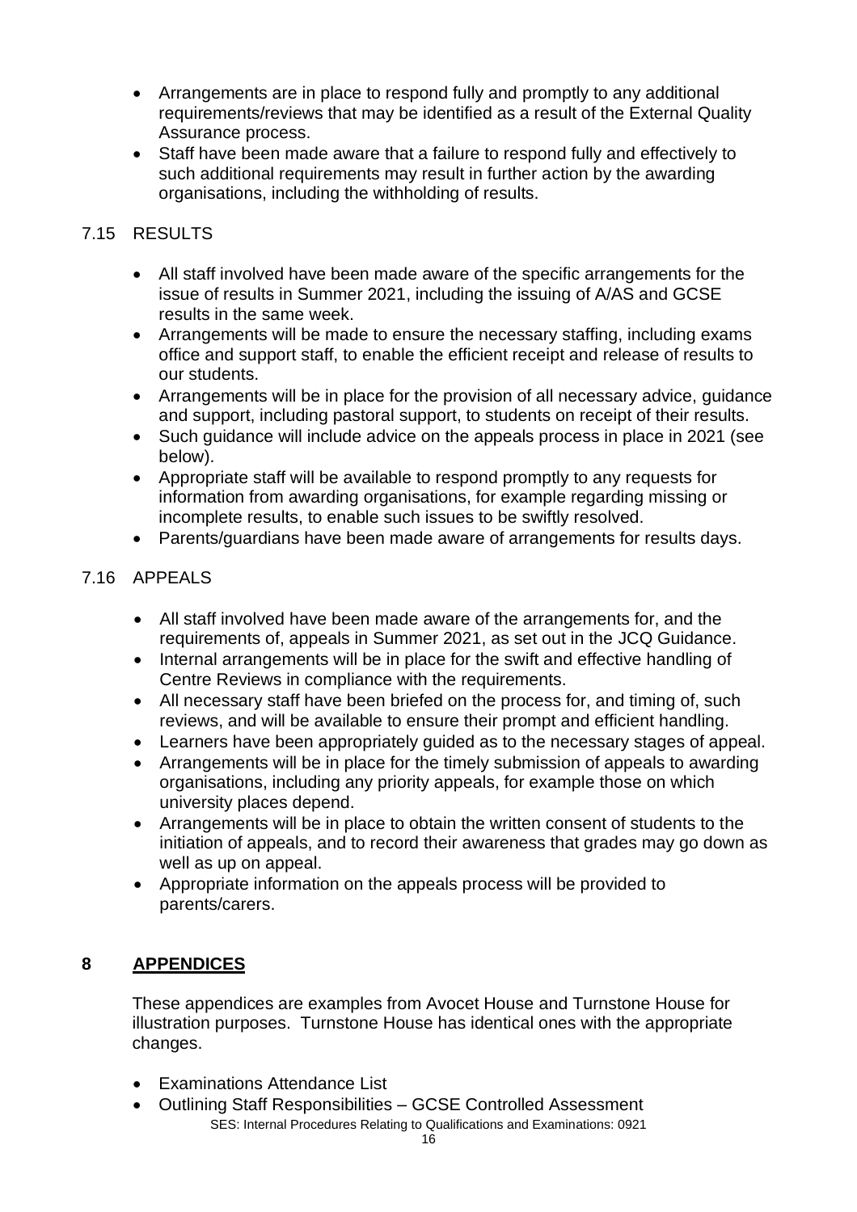- Arrangements are in place to respond fully and promptly to any additional requirements/reviews that may be identified as a result of the External Quality Assurance process.
- Staff have been made aware that a failure to respond fully and effectively to such additional requirements may result in further action by the awarding organisations, including the withholding of results.

### 7.15 RESULTS

- All staff involved have been made aware of the specific arrangements for the issue of results in Summer 2021, including the issuing of A/AS and GCSE results in the same week.
- Arrangements will be made to ensure the necessary staffing, including exams office and support staff, to enable the efficient receipt and release of results to our students.
- Arrangements will be in place for the provision of all necessary advice, guidance and support, including pastoral support, to students on receipt of their results.
- Such guidance will include advice on the appeals process in place in 2021 (see below).
- Appropriate staff will be available to respond promptly to any requests for information from awarding organisations, for example regarding missing or incomplete results, to enable such issues to be swiftly resolved.
- Parents/guardians have been made aware of arrangements for results days.

### 7.16 APPEALS

- All staff involved have been made aware of the arrangements for, and the requirements of, appeals in Summer 2021, as set out in the JCQ Guidance.
- Internal arrangements will be in place for the swift and effective handling of Centre Reviews in compliance with the requirements.
- All necessary staff have been briefed on the process for, and timing of, such reviews, and will be available to ensure their prompt and efficient handling.
- Learners have been appropriately guided as to the necessary stages of appeal.
- Arrangements will be in place for the timely submission of appeals to awarding organisations, including any priority appeals, for example those on which university places depend.
- Arrangements will be in place to obtain the written consent of students to the initiation of appeals, and to record their awareness that grades may go down as well as up on appeal.
- Appropriate information on the appeals process will be provided to parents/carers.

## 8 <u>APPENDICES</u>

These appendices are examples from Avocet House and Turnstone House for illustration purposes. Turnstone House has identical ones with the appropriate changes.

- Examinations Attendance List
- Outlining Staff Responsibilities – GCSE Controlled Assessment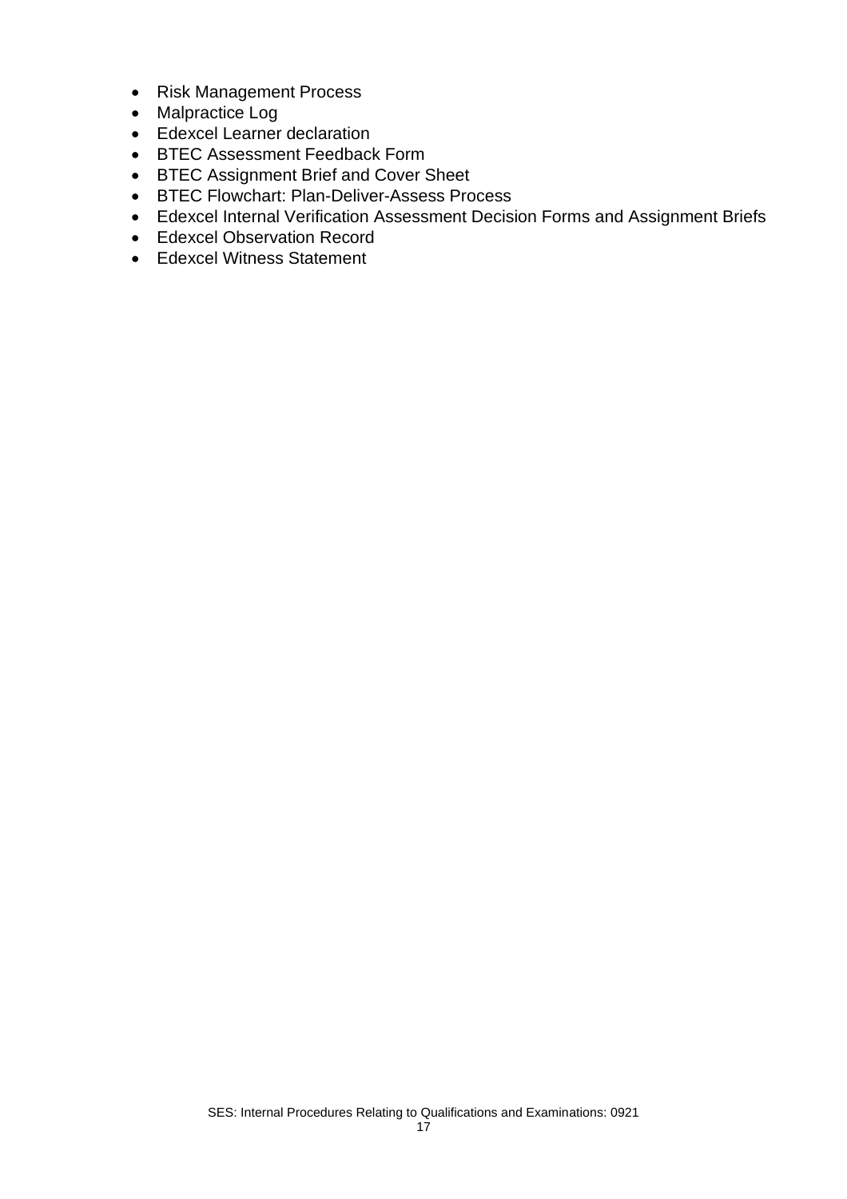- Risk Management Process
- Malpractice Log
- Edexcel Learner declaration
- BTEC Assessment Feedback Form
- BTEC Assignment Brief and Cover Sheet
- BTEC Flowchart: Plan-Deliver-Assess Process
- Edexcel Internal Verification Assessment Decision Forms and Assignment Briefs
- Edexcel Observation Record
- Edexcel Witness Statement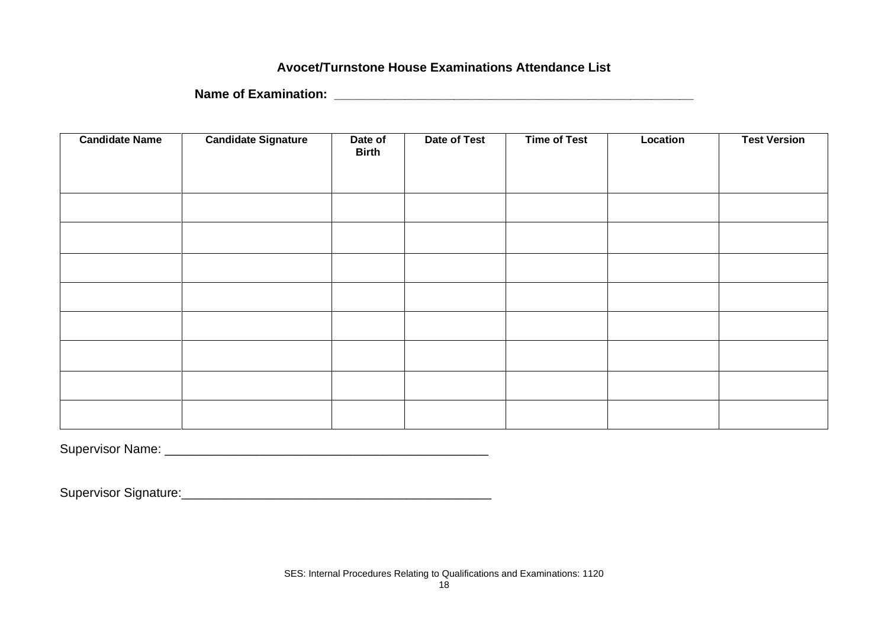**Avocet/Turnstone House Examinations Attendance List**

**Name of Examination:** ___________________________________________________

| Candidate Name | Candidate Signature | Date of Birth | Date of Test | Time of Test | Location | Test Version |
|---|---|---|---|---|---|---|
| | | | | | | |
| | | | | | | |
| | | | | | | |
| | | | | | | |
| | | | | | | |
| | | | | | | |
| | | | | | | |
| | | | | | | |

Supervisor Name: _____________________________________________

Supervisor Signature:__________________________________________

SES: Internal Procedures Relating to Qualifications and Examinations: 1120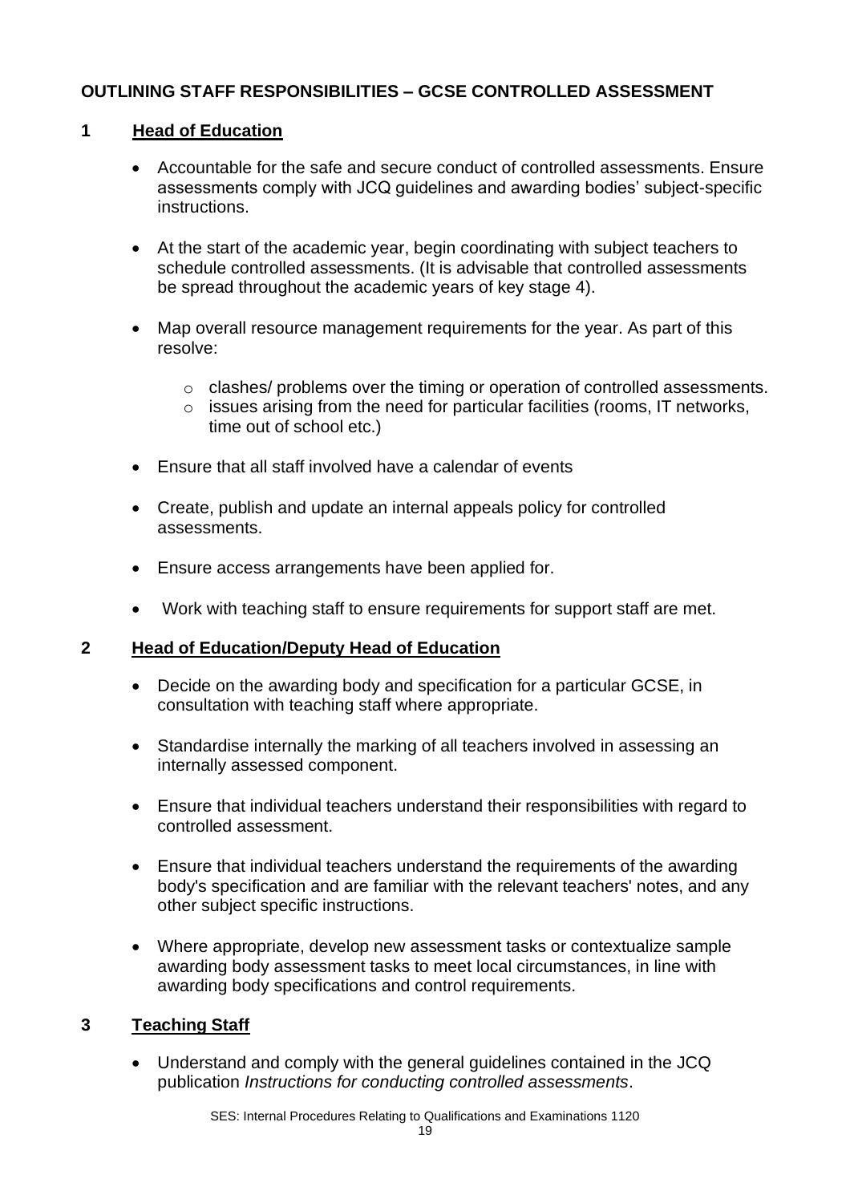**OUTLINING STAFF RESPONSIBILITIES – GCSE CONTROLLED ASSESSMENT**

## 1 Head of Education

- Accountable for the safe and secure conduct of controlled assessments. Ensure assessments comply with JCQ guidelines and awarding bodies' subject-specific instructions.
- At the start of the academic year, begin coordinating with subject teachers to schedule controlled assessments. (It is advisable that controlled assessments be spread throughout the academic years of key stage 4).
- Map overall resource management requirements for the year. As part of this resolve:
  - clashes/ problems over the timing or operation of controlled assessments.
  - issues arising from the need for particular facilities (rooms, IT networks, time out of school etc.)
- Ensure that all staff involved have a calendar of events
- Create, publish and update an internal appeals policy for controlled assessments.
- Ensure access arrangements have been applied for.
- Work with teaching staff to ensure requirements for support staff are met.

## 2 Head of Education/Deputy Head of Education

- Decide on the awarding body and specification for a particular GCSE, in consultation with teaching staff where appropriate.
- Standardise internally the marking of all teachers involved in assessing an internally assessed component.
- Ensure that individual teachers understand their responsibilities with regard to controlled assessment.
- Ensure that individual teachers understand the requirements of the awarding body's specification and are familiar with the relevant teachers' notes, and any other subject specific instructions.
- Where appropriate, develop new assessment tasks or contextualize sample awarding body assessment tasks to meet local circumstances, in line with awarding body specifications and control requirements.

## 3 Teaching Staff

- Understand and comply with the general guidelines contained in the JCQ publication *Instructions for conducting controlled assessments*.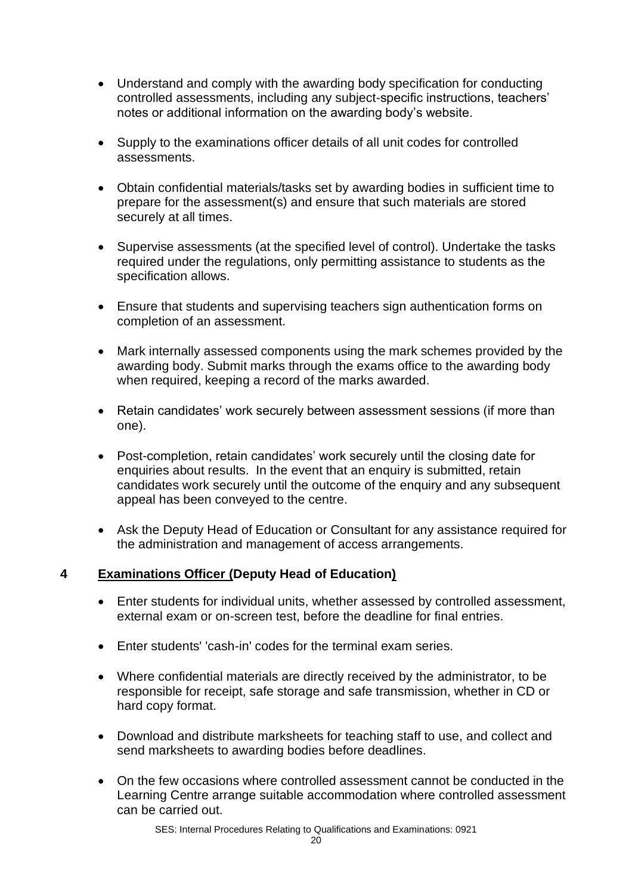- Understand and comply with the awarding body specification for conducting controlled assessments, including any subject-specific instructions, teachers' notes or additional information on the awarding body's website.
- Supply to the examinations officer details of all unit codes for controlled assessments.
- Obtain confidential materials/tasks set by awarding bodies in sufficient time to prepare for the assessment(s) and ensure that such materials are stored securely at all times.
- Supervise assessments (at the specified level of control). Undertake the tasks required under the regulations, only permitting assistance to students as the specification allows.
- Ensure that students and supervising teachers sign authentication forms on completion of an assessment.
- Mark internally assessed components using the mark schemes provided by the awarding body. Submit marks through the exams office to the awarding body when required, keeping a record of the marks awarded.
- Retain candidates' work securely between assessment sessions (if more than one).
- Post-completion, retain candidates' work securely until the closing date for enquiries about results. In the event that an enquiry is submitted, retain candidates work securely until the outcome of the enquiry and any subsequent appeal has been conveyed to the centre.
- Ask the Deputy Head of Education or Consultant for any assistance required for the administration and management of access arrangements.

## 4 Examinations Officer (Deputy Head of Education)

- Enter students for individual units, whether assessed by controlled assessment, external exam or on-screen test, before the deadline for final entries.
- Enter students' 'cash-in' codes for the terminal exam series.
- Where confidential materials are directly received by the administrator, to be responsible for receipt, safe storage and safe transmission, whether in CD or hard copy format.
- Download and distribute marksheets for teaching staff to use, and collect and send marksheets to awarding bodies before deadlines.
- On the few occasions where controlled assessment cannot be conducted in the Learning Centre arrange suitable accommodation where controlled assessment can be carried out.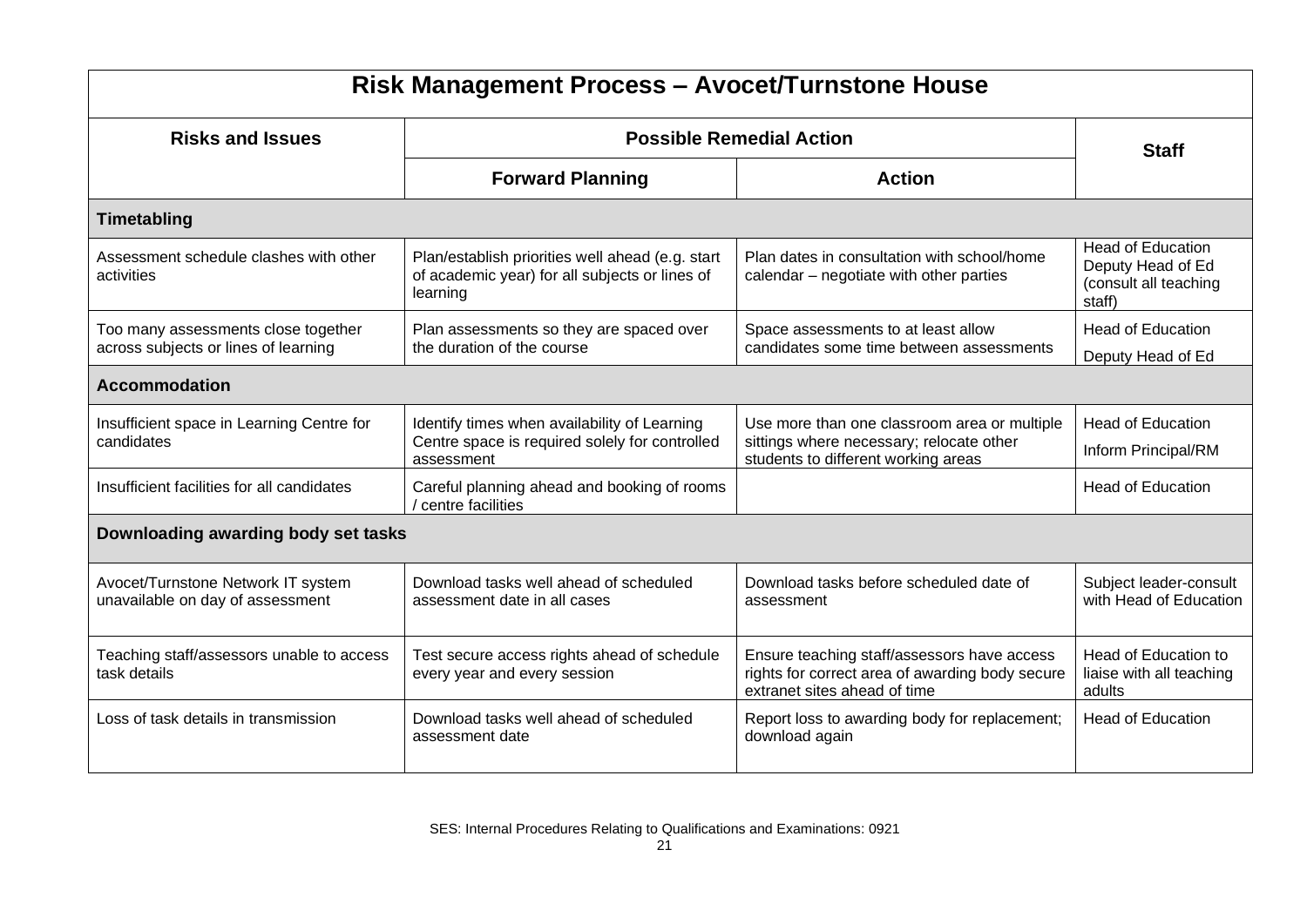| Risk Management Process – Avocet/Turnstone House | | | |
|---|---|---|---|
| **Risks and Issues** | **Possible Remedial Action** | | **Staff** |
| | **Forward Planning** | **Action** | |
| **Timetabling** | | | |
| Assessment schedule clashes with other activities | Plan/establish priorities well ahead (e.g. start of academic year) for all subjects or lines of learning | Plan dates in consultation with school/home calendar – negotiate with other parties | Head of Education Deputy Head of Ed (consult all teaching staff) |
| Too many assessments close together across subjects or lines of learning | Plan assessments so they are spaced over the duration of the course | Space assessments to at least allow candidates some time between assessments | Head of Education Deputy Head of Ed |
| **Accommodation** | | | |
| Insufficient space in Learning Centre for candidates | Identify times when availability of Learning Centre space is required solely for controlled assessment | Use more than one classroom area or multiple sittings where necessary; relocate other students to different working areas | Head of Education Inform Principal/RM |
| Insufficient facilities for all candidates | Careful planning ahead and booking of rooms / centre facilities | | Head of Education |
| **Downloading awarding body set tasks** | | | |
| Avocet/Turnstone Network IT system unavailable on day of assessment | Download tasks well ahead of scheduled assessment date in all cases | Download tasks before scheduled date of assessment | Subject leader-consult with Head of Education |
| Teaching staff/assessors unable to access task details | Test secure access rights ahead of schedule every year and every session | Ensure teaching staff/assessors have access rights for correct area of awarding body secure extranet sites ahead of time | Head of Education to liaise with all teaching adults |
| Loss of task details in transmission | Download tasks well ahead of scheduled assessment date | Report loss to awarding body for replacement; download again | Head of Education |

SES: Internal Procedures Relating to Qualifications and Examinations: 0921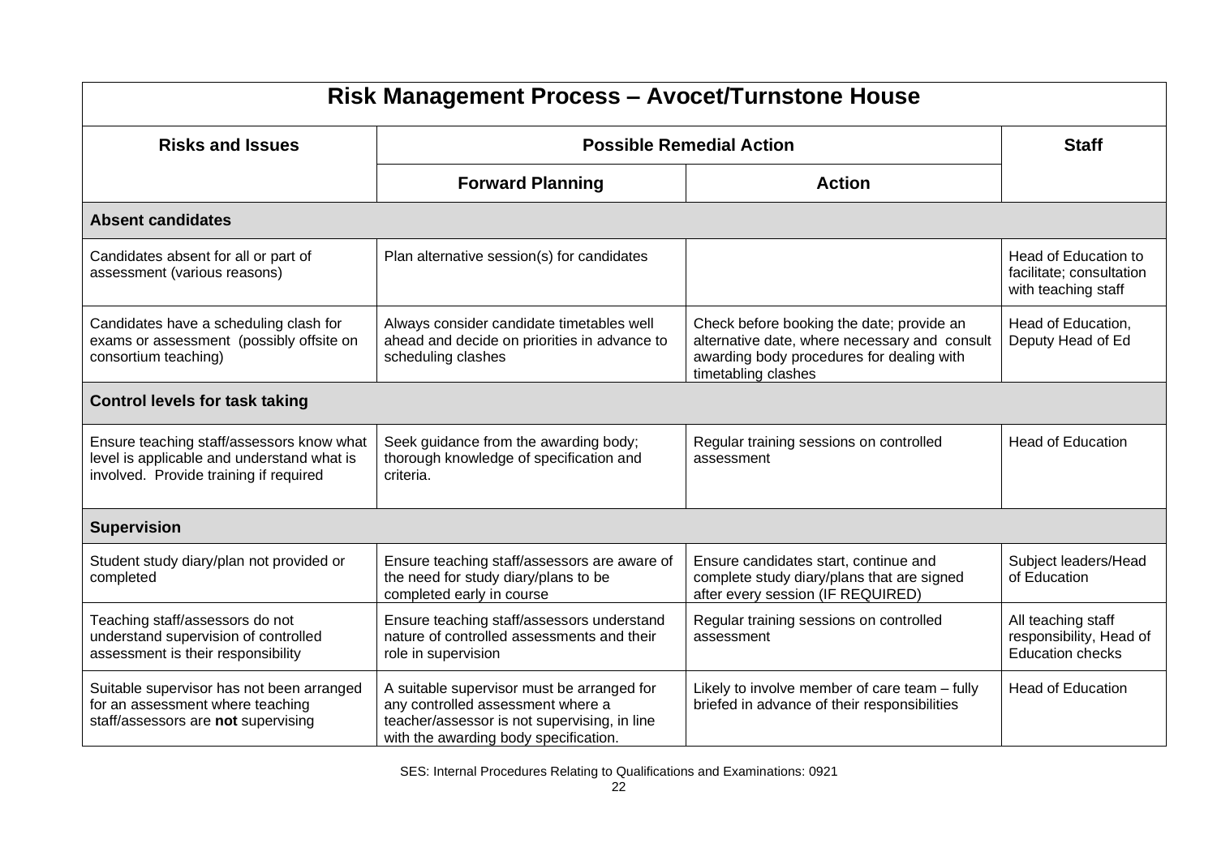| Risk Management Process – Avocet/Turnstone House | | | |
|---|---|---|---|
| **Risks and Issues** | **Possible Remedial Action** | | **Staff** |
| | **Forward Planning** | **Action** | |
| **Absent candidates** | | | |
| Candidates absent for all or part of assessment (various reasons) | Plan alternative session(s) for candidates | | Head of Education to facilitate; consultation with teaching staff |
| Candidates have a scheduling clash for exams or assessment (possibly offsite on consortium teaching) | Always consider candidate timetables well ahead and decide on priorities in advance to scheduling clashes | Check before booking the date; provide an alternative date, where necessary and consult awarding body procedures for dealing with timetabling clashes | Head of Education, Deputy Head of Ed |
| **Control levels for task taking** | | | |
| Ensure teaching staff/assessors know what level is applicable and understand what is involved. Provide training if required | Seek guidance from the awarding body; thorough knowledge of specification and criteria. | Regular training sessions on controlled assessment | Head of Education |
| **Supervision** | | | |
| Student study diary/plan not provided or completed | Ensure teaching staff/assessors are aware of the need for study diary/plans to be completed early in course | Ensure candidates start, continue and complete study diary/plans that are signed after every session (IF REQUIRED) | Subject leaders/Head of Education |
| Teaching staff/assessors do not understand supervision of controlled assessment is their responsibility | Ensure teaching staff/assessors understand nature of controlled assessments and their role in supervision | Regular training sessions on controlled assessment | All teaching staff responsibility, Head of Education checks |
| Suitable supervisor has not been arranged for an assessment where teaching staff/assessors are **not** supervising | A suitable supervisor must be arranged for any controlled assessment where a teacher/assessor is not supervising, in line with the awarding body specification. | Likely to involve member of care team – fully briefed in advance of their responsibilities | Head of Education |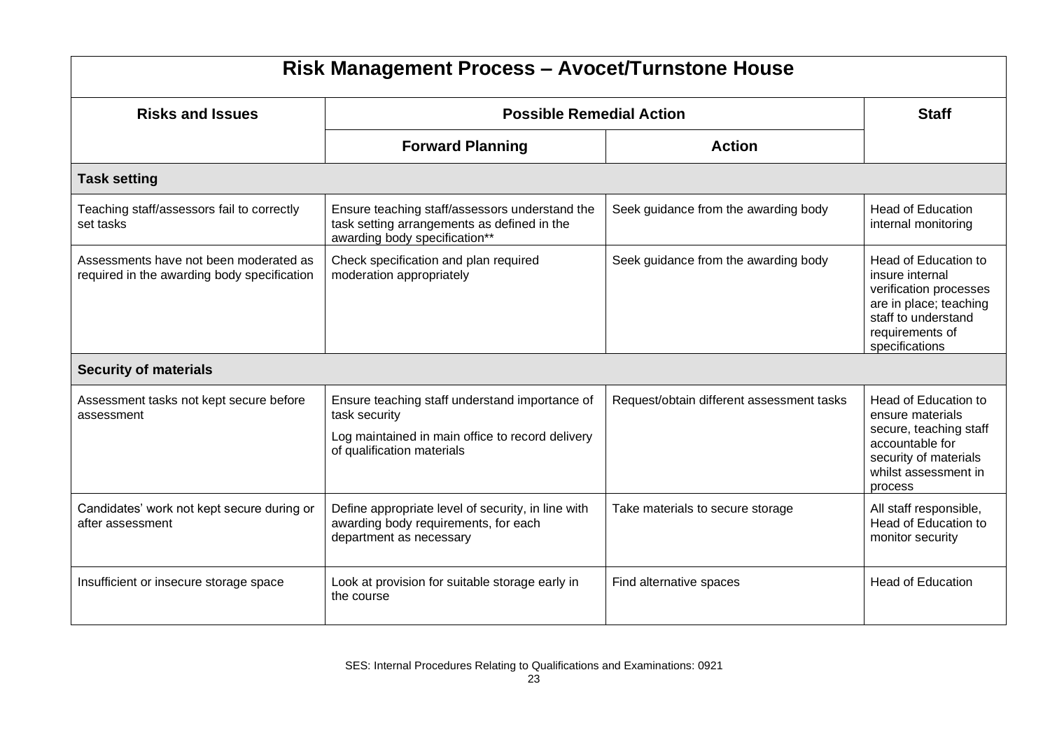| Risk Management Process – Avocet/Turnstone House | | | |
|---|---|---|---|
| **Risks and Issues** | **Possible Remedial Action** | | **Staff** |
| | **Forward Planning** | **Action** | |
| **Task setting** | | | |
| Teaching staff/assessors fail to correctly set tasks | Ensure teaching staff/assessors understand the task setting arrangements as defined in the awarding body specification** | Seek guidance from the awarding body | Head of Education internal monitoring |
| Assessments have not been moderated as required in the awarding body specification | Check specification and plan required moderation appropriately | Seek guidance from the awarding body | Head of Education to insure internal verification processes are in place; teaching staff to understand requirements of specifications |
| **Security of materials** | | | |
| Assessment tasks not kept secure before assessment | Ensure teaching staff understand importance of task security<br>Log maintained in main office to record delivery of qualification materials | Request/obtain different assessment tasks | Head of Education to ensure materials secure, teaching staff accountable for security of materials whilst assessment in process |
| Candidates' work not kept secure during or after assessment | Define appropriate level of security, in line with awarding body requirements, for each department as necessary | Take materials to secure storage | All staff responsible, Head of Education to monitor security |
| Insufficient or insecure storage space | Look at provision for suitable storage early in the course | Find alternative spaces | Head of Education |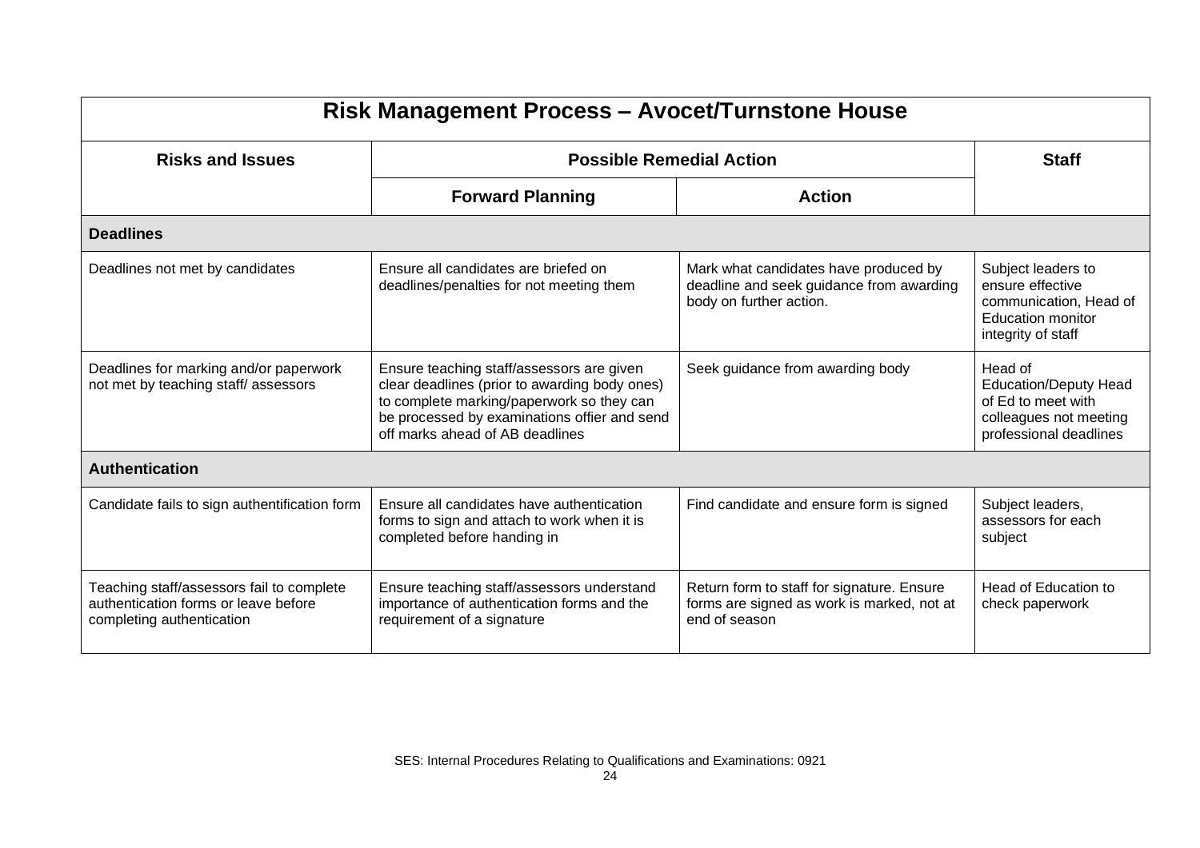| Risk Management Process – Avocet/Turnstone House | | | |
|---|---|---|---|
| **Risks and Issues** | **Possible Remedial Action** | | **Staff** |
| | **Forward Planning** | **Action** | |
| **Deadlines** | | | |
| Deadlines not met by candidates | Ensure all candidates are briefed on deadlines/penalties for not meeting them | Mark what candidates have produced by deadline and seek guidance from awarding body on further action. | Subject leaders to ensure effective communication, Head of Education monitor integrity of staff |
| Deadlines for marking and/or paperwork not met by teaching staff/ assessors | Ensure teaching staff/assessors are given clear deadlines (prior to awarding body ones) to complete marking/paperwork so they can be processed by examinations offier and send off marks ahead of AB deadlines | Seek guidance from awarding body | Head of Education/Deputy Head of Ed to meet with colleagues not meeting professional deadlines |
| **Authentication** | | | |
| Candidate fails to sign authentification form | Ensure all candidates have authentication forms to sign and attach to work when it is completed before handing in | Find candidate and ensure form is signed | Subject leaders, assessors for each subject |
| Teaching staff/assessors fail to complete authentication forms or leave before completing authentication | Ensure teaching staff/assessors understand importance of authentication forms and the requirement of a signature | Return form to staff for signature. Ensure forms are signed as work is marked, not at end of season | Head of Education to check paperwork |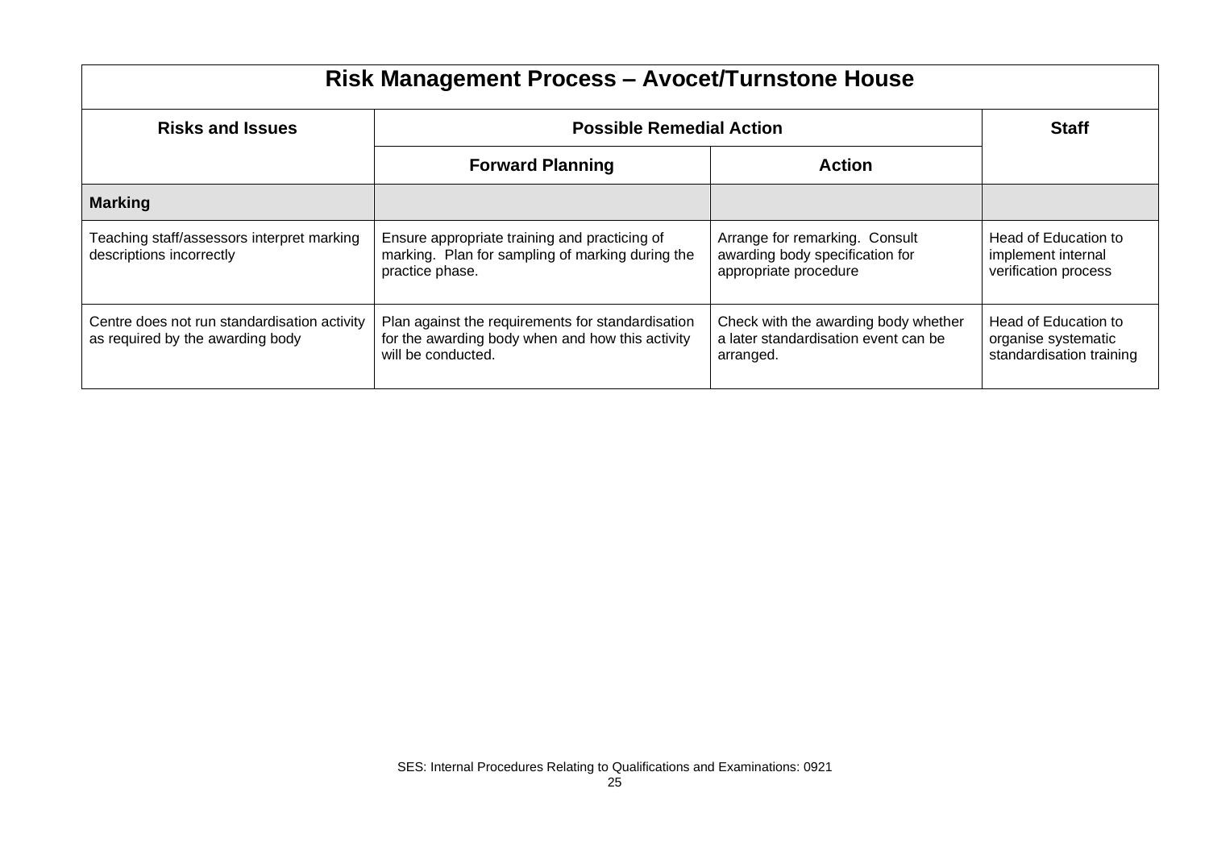| Risk Management Process – Avocet/Turnstone House | | | |
|---|---|---|---|
| **Risks and Issues** | **Possible Remedial Action** | | **Staff** |
| | **Forward Planning** | **Action** | |
| **Marking** | | | |
| Teaching staff/assessors interpret marking descriptions incorrectly | Ensure appropriate training and practicing of marking. Plan for sampling of marking during the practice phase. | Arrange for remarking. Consult awarding body specification for appropriate procedure | Head of Education to implement internal verification process |
| Centre does not run standardisation activity as required by the awarding body | Plan against the requirements for standardisation for the awarding body when and how this activity will be conducted. | Check with the awarding body whether a later standardisation event can be arranged. | Head of Education to organise systematic standardisation training |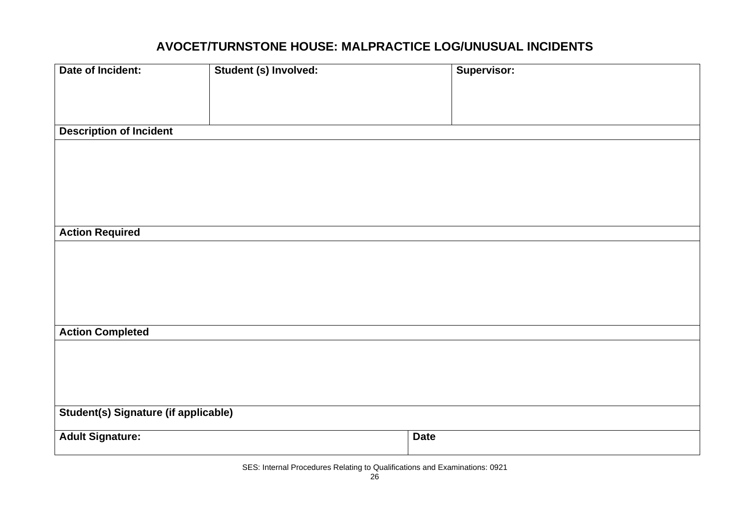# AVOCET/TURNSTONE HOUSE: MALPRACTICE LOG/UNUSUAL INCIDENTS

| Date of Incident: | Student (s) Involved: | | Supervisor: |
|---|---|---|---|
| | | | |
| **Description of Incident** | | | |
| | | | |
| **Action Required** | | | |
| | | | |
| **Action Completed** | | | |
| | | | |
| **Student(s) Signature (if applicable)** | | | |
| **Adult Signature:** | | **Date** | |

SES: Internal Procedures Relating to Qualifications and Examinations: 0921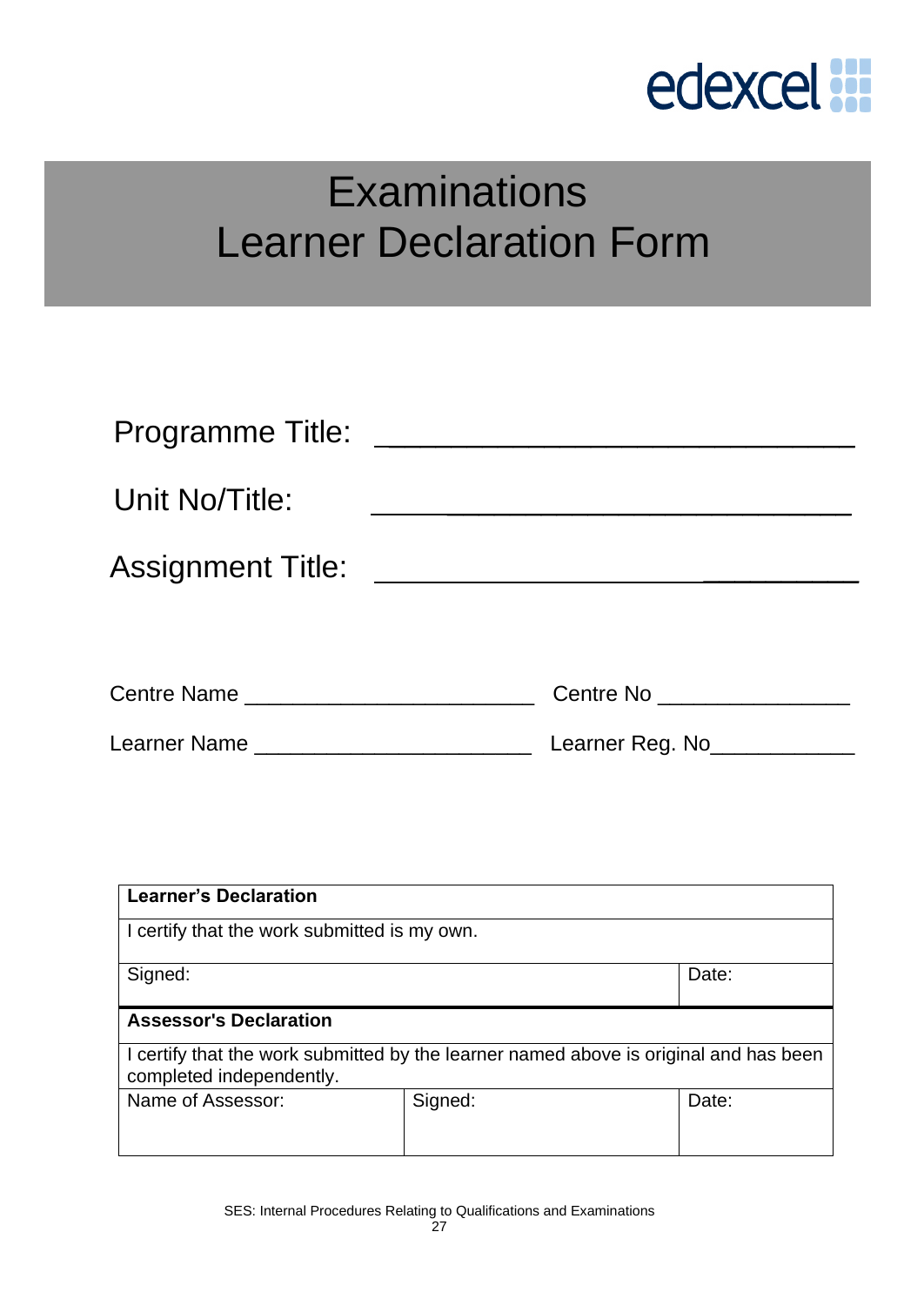edexcel

# Examinations
# Learner Declaration Form

Programme Title: ______________________________

Unit No/Title: ______________________________

Assignment Title: ______________________________

Centre Name ________________________ Centre No ________________

Learner Name _______________________ Learner Reg. No____________

| **Learner's Declaration** | | |
|---|---|---|
| I certify that the work submitted is my own. | | |
| Signed: | | Date: |
| **Assessor's Declaration** | | |
| I certify that the work submitted by the learner named above is original and has been completed independently. | | |
| Name of Assessor: | Signed: | Date: |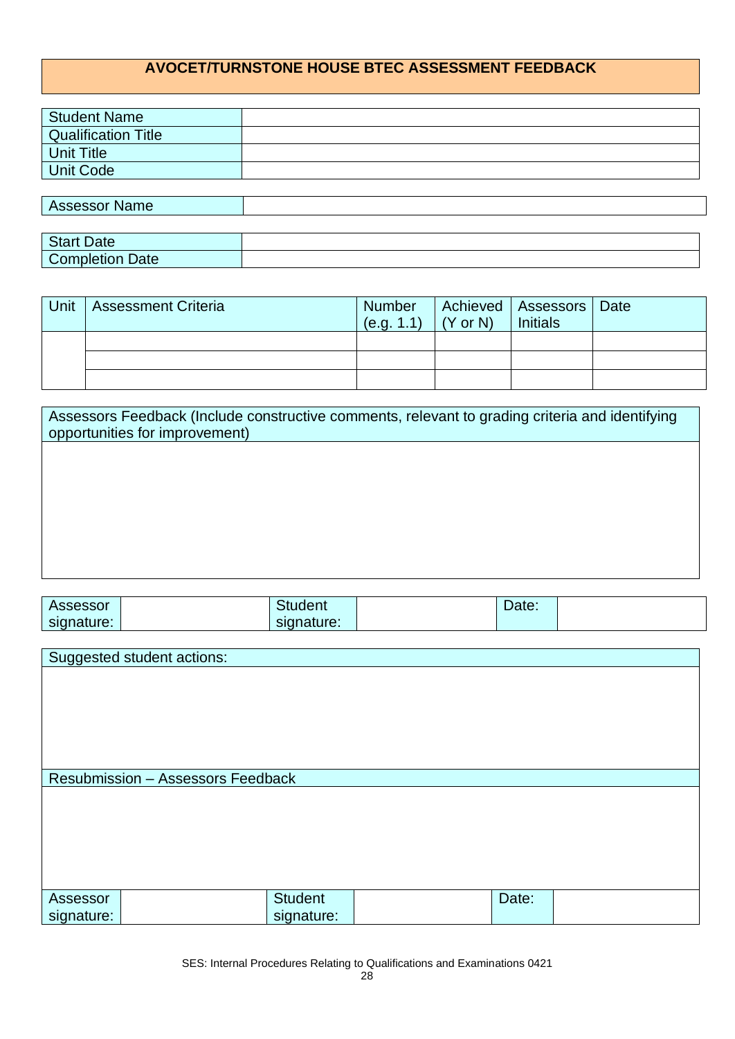## AVOCET/TURNSTONE HOUSE BTEC ASSESSMENT FEEDBACK

| Student Name | |
|---|---|
| Qualification Title | |
| Unit Title | |
| Unit Code | |

| Assessor Name | |
|---|---|

| Start Date | |
|---|---|
| Completion Date | |

| Unit | Assessment Criteria | Number (e.g. 1.1) | Achieved (Y or N) | Assessors Initials | Date |
|---|---|---|---|---|---|
| | | | | | |
| | | | | | |
| | | | | | |

| Assessors Feedback (Include constructive comments, relevant to grading criteria and identifying opportunities for improvement) |
|---|
| |

| Assessor signature: | | Student signature: | | Date: | |
|---|---|---|---|---|---|

| Suggested student actions: |
|---|
| |
| **Resubmission – Assessors Feedback** |
| |

| Assessor signature: | | Student signature: | | Date: | |
|---|---|---|---|---|---|

SES: Internal Procedures Relating to Qualifications and Examinations 0421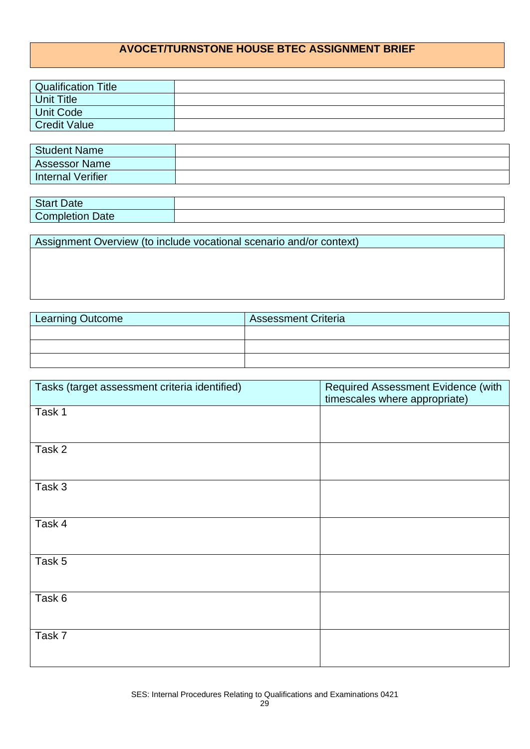# AVOCET/TURNSTONE HOUSE BTEC ASSIGNMENT BRIEF

| Qualification Title | |
|---|---|
| Unit Title | |
| Unit Code | |
| Credit Value | |

| Student Name | |
|---|---|
| Assessor Name | |
| Internal Verifier | |

| Start Date | |
|---|---|
| Completion Date | |

| Assignment Overview (to include vocational scenario and/or context) |
|---|
| |

| Learning Outcome | Assessment Criteria |
|---|---|
| | |
| | |
| | |

| Tasks (target assessment criteria identified) | Required Assessment Evidence (with timescales where appropriate) |
|---|---|
| Task 1 | |
| Task 2 | |
| Task 3 | |
| Task 4 | |
| Task 5 | |
| Task 6 | |
| Task 7 | |

SES: Internal Procedures Relating to Qualifications and Examinations 0421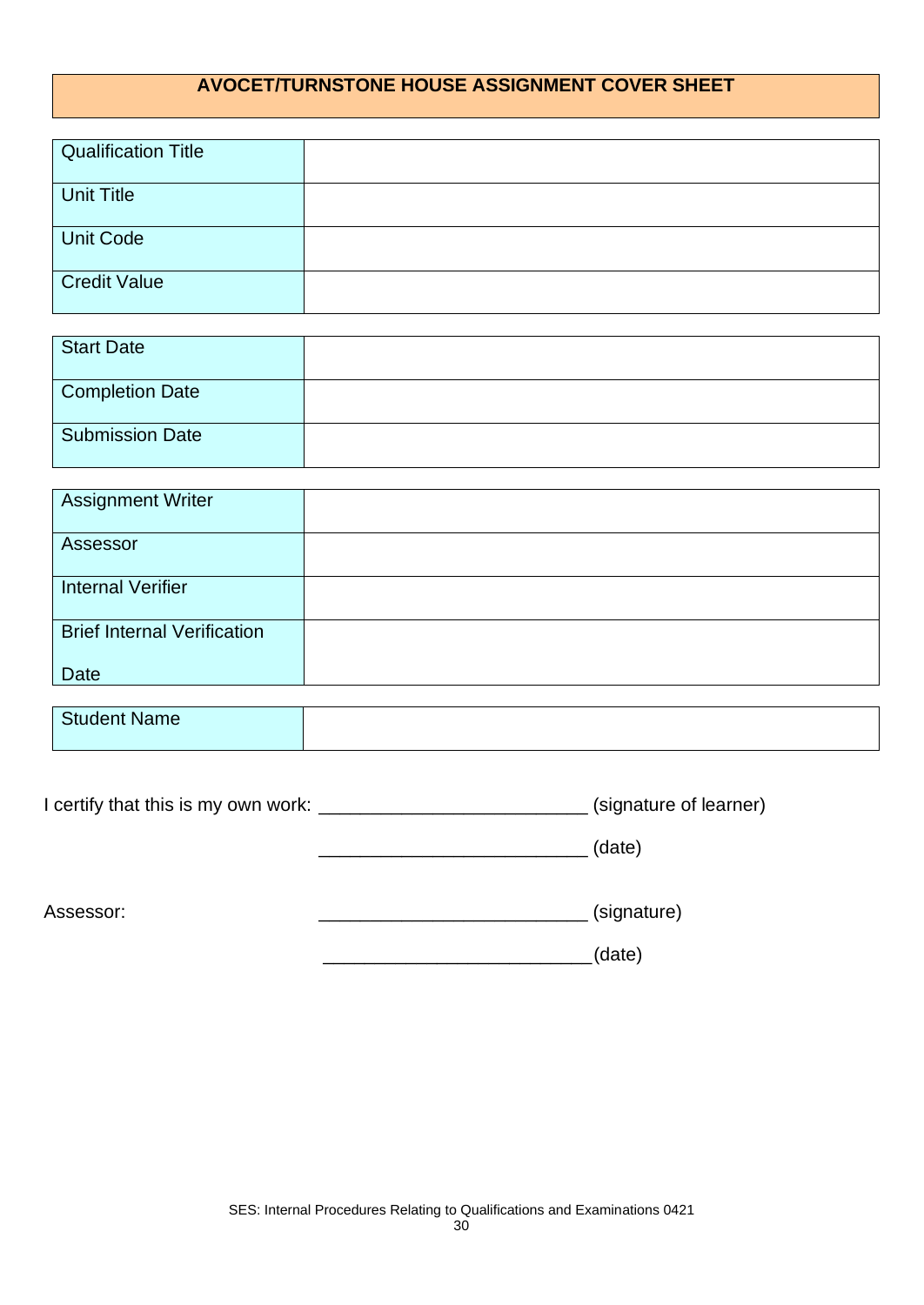## AVOCET/TURNSTONE HOUSE ASSIGNMENT COVER SHEET

| Qualification Title | |
|---|---|
| Unit Title | |
| Unit Code | |
| Credit Value | |

| Start Date | |
|---|---|
| Completion Date | |
| Submission Date | |

| Assignment Writer | |
|---|---|
| Assessor | |
| Internal Verifier | |
| Brief Internal Verification Date | |

| Student Name | |
|---|---|

I certify that this is my own work: __________________________ (signature of learner)

__________________________ (date)

Assessor: __________________________ (signature)

__________________________(date)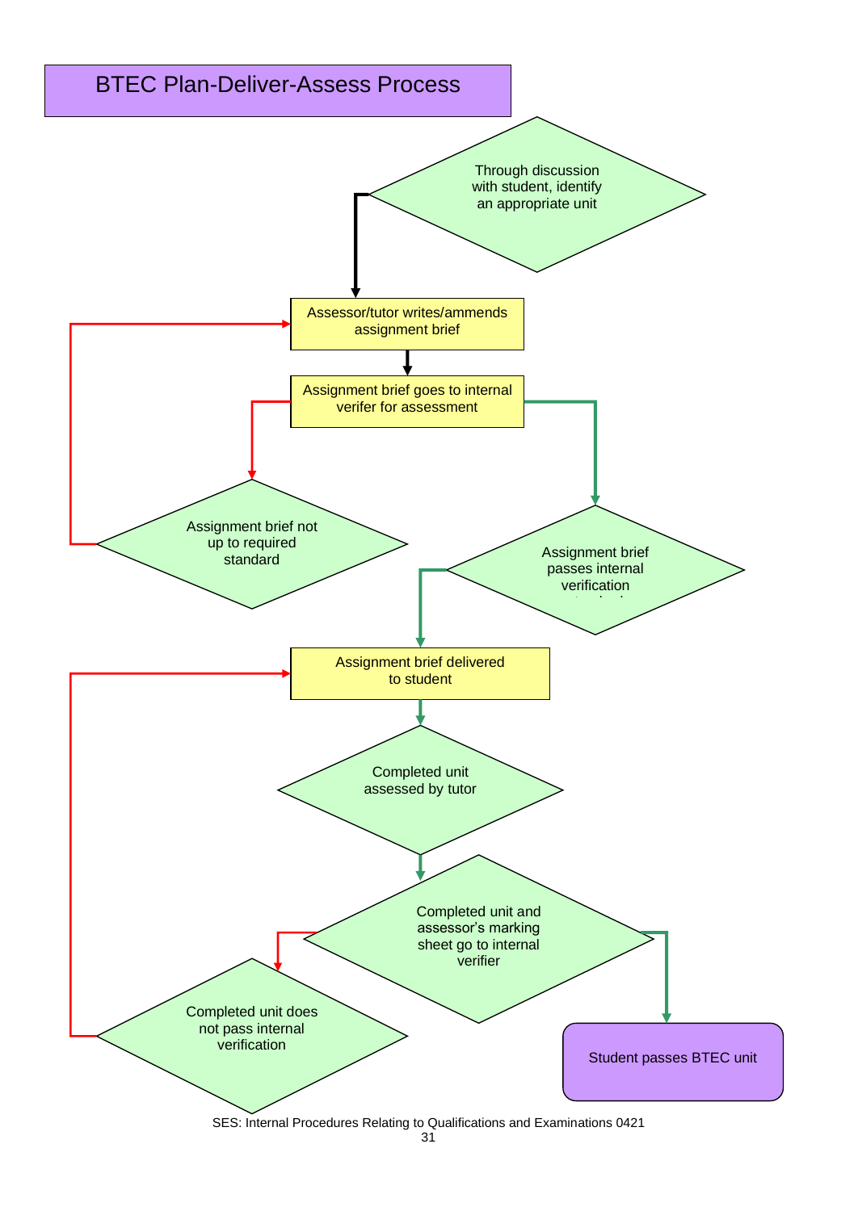# BTEC Plan-Deliver-Assess Process

Through discussion with student, identify an appropriate unit

Assessor/tutor writes/ammends assignment brief

Assignment brief goes to internal verifer for assessment

Assignment brief not up to required standard

Assignment brief passes internal verification

Assignment brief delivered to student

Completed unit assessed by tutor

Completed unit and assessor's marking sheet go to internal verifier

Completed unit does not pass internal verification

Student passes BTEC unit

SES: Internal Procedures Relating to Qualifications and Examinations 0421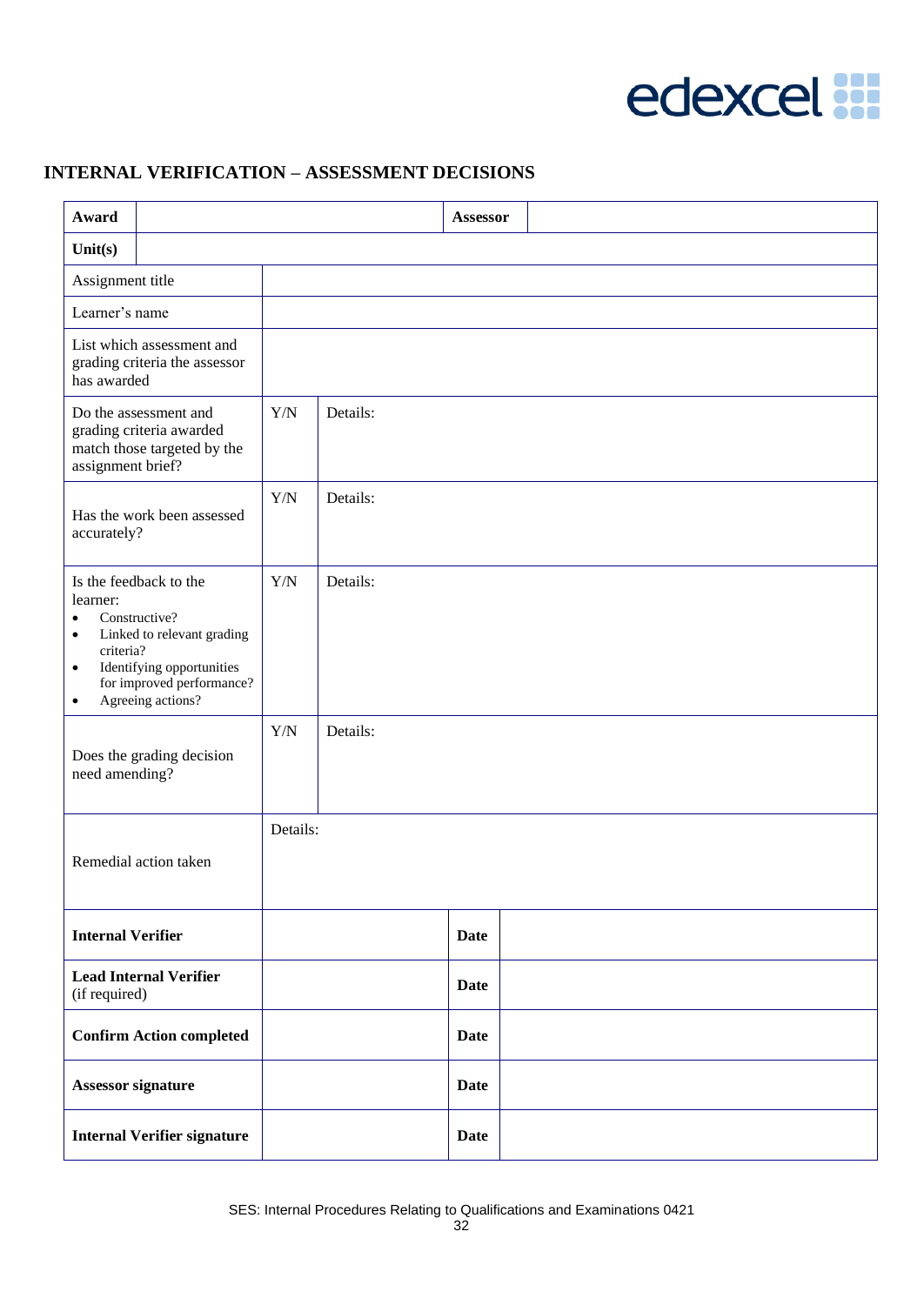edexcel

## INTERNAL VERIFICATION – ASSESSMENT DECISIONS

| **Award** | | **Assessor** | |
|---|---|---|---|
| **Unit(s)** | | | |
| Assignment title | | | |
| Learner's name | | | |
| List which assessment and grading criteria the assessor has awarded | | | |
| Do the assessment and grading criteria awarded match those targeted by the assignment brief? | Y/N | Details: | |
| Has the work been assessed accurately? | Y/N | Details: | |
| Is the feedback to the learner:<br>• Constructive?<br>• Linked to relevant grading criteria?<br>• Identifying opportunities for improved performance?<br>• Agreeing actions? | Y/N | Details: | |
| Does the grading decision need amending? | Y/N | Details: | |
| Remedial action taken | Details: | | |
| **Internal Verifier** | | **Date** | |
| **Lead Internal Verifier** (if required) | | **Date** | |
| **Confirm Action completed** | | **Date** | |
| **Assessor signature** | | **Date** | |
| **Internal Verifier signature** | | **Date** | |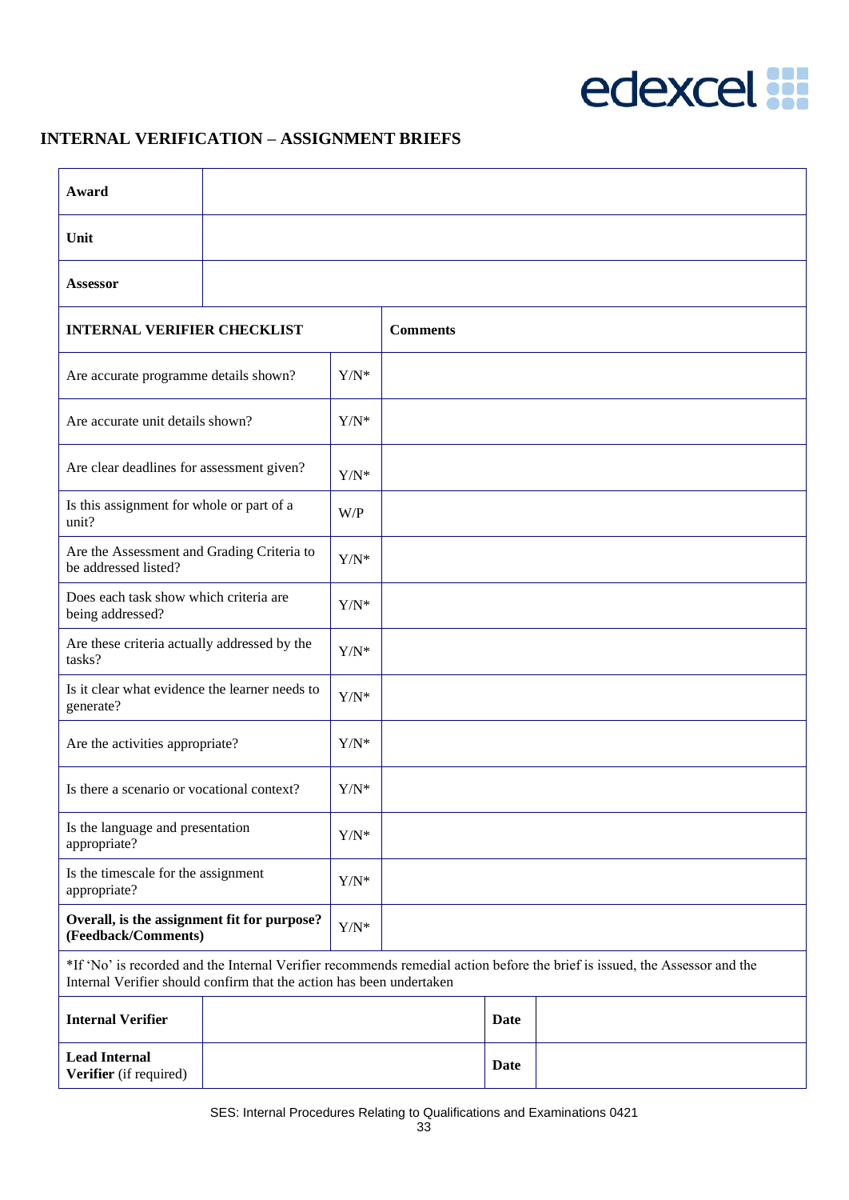# INTERNAL VERIFICATION – ASSIGNMENT BRIEFS

| **Award** | | |
|---|---|---|
| **Unit** | | |
| **Assessor** | | |
| **INTERNAL VERIFIER CHECKLIST** | | **Comments** |
| Are accurate programme details shown? | Y/N* | |
| Are accurate unit details shown? | Y/N* | |
| Are clear deadlines for assessment given? | Y/N* | |
| Is this assignment for whole or part of a unit? | W/P | |
| Are the Assessment and Grading Criteria to be addressed listed? | Y/N* | |
| Does each task show which criteria are being addressed? | Y/N* | |
| Are these criteria actually addressed by the tasks? | Y/N* | |
| Is it clear what evidence the learner needs to generate? | Y/N* | |
| Are the activities appropriate? | Y/N* | |
| Is there a scenario or vocational context? | Y/N* | |
| Is the language and presentation appropriate? | Y/N* | |
| Is the timescale for the assignment appropriate? | Y/N* | |
| **Overall, is the assignment fit for purpose? (Feedback/Comments)** | Y/N* | |

*If 'No' is recorded and the Internal Verifier recommends remedial action before the brief is issued, the Assessor and the Internal Verifier should confirm that the action has been undertaken

| **Internal Verifier** | | **Date** | |
|---|---|---|---|
| **Lead Internal Verifier** (if required) | | **Date** | |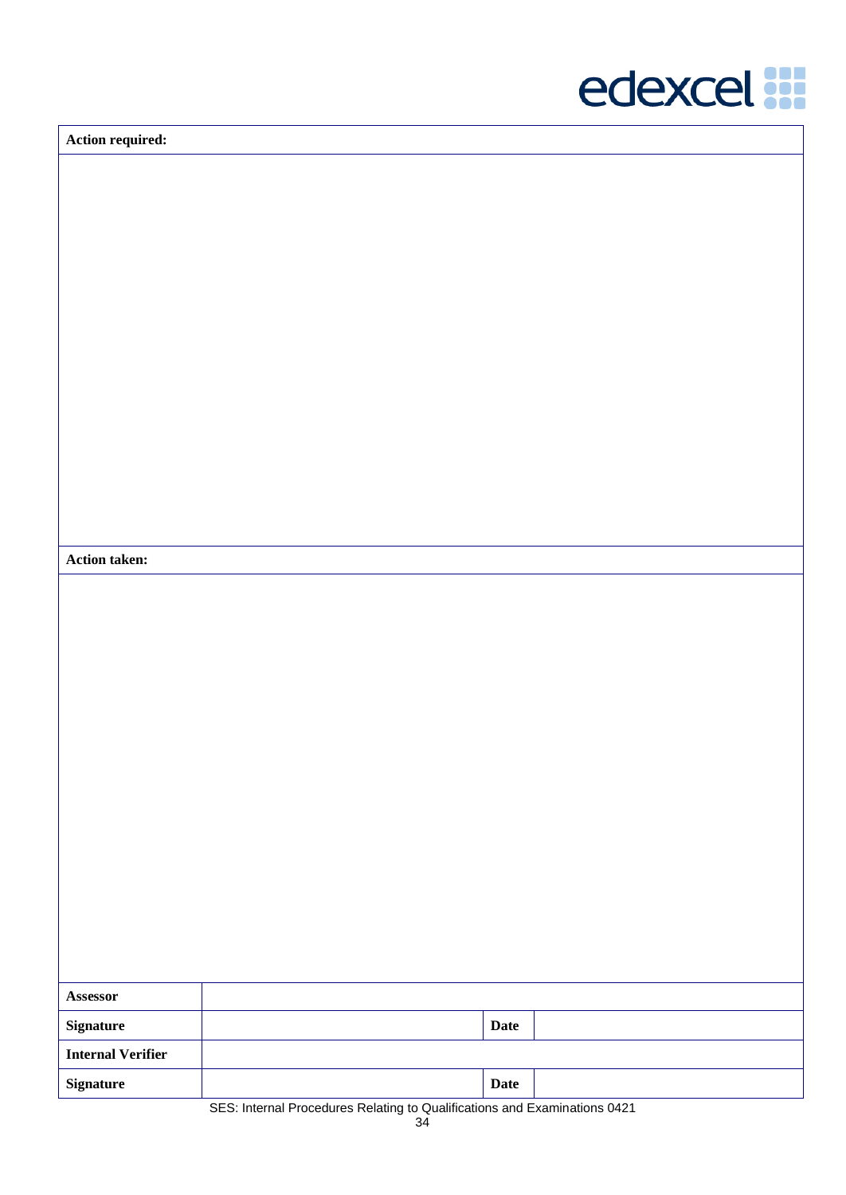| Action required: |
|---|
| |

| Action taken: |
|---|
| |

| Assessor | | | |
|---|---|---|---|
| **Signature** | | **Date** | |
| **Internal Verifier** | | | |
| **Signature** | | **Date** | |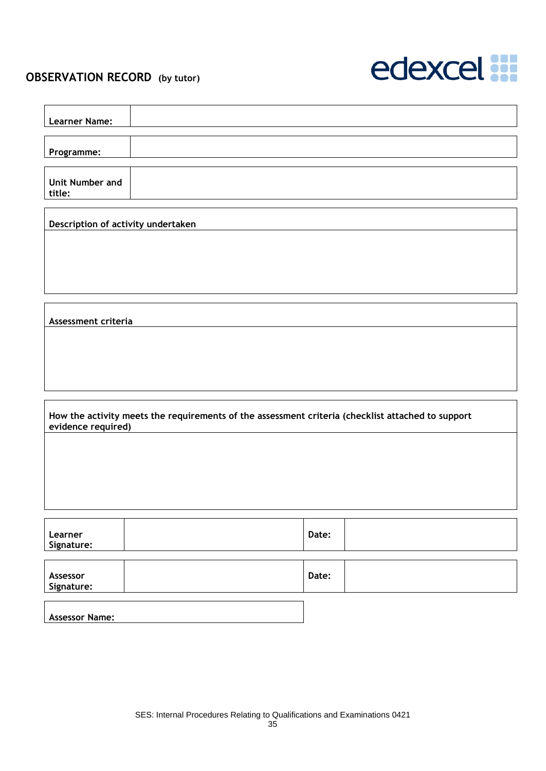## OBSERVATION RECORD (by tutor)

edexcel

| Learner Name: | |
|---|---|

| Programme: | |
|---|---|

| Unit Number and title: | |
|---|---|

| Description of activity undertaken |
|---|
| |

| Assessment criteria |
|---|
| |

| How the activity meets the requirements of the assessment criteria (checklist attached to support evidence required) |
|---|
| |

| Learner Signature: | | Date: | |
|---|---|---|---|

| Assessor Signature: | | Date: | |
|---|---|---|---|

| Assessor Name: |
|---|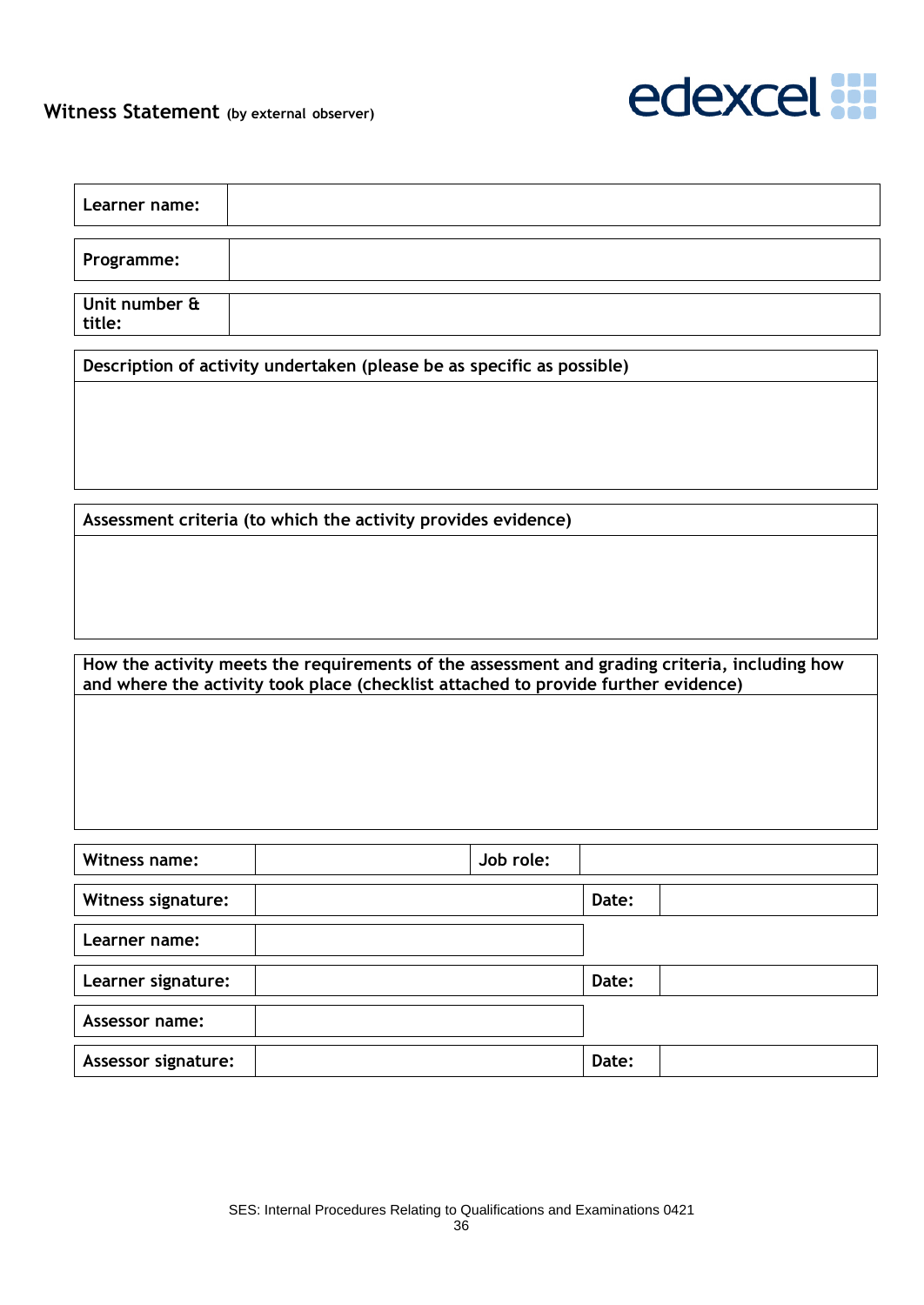## Witness Statement (by external observer)

edexcel

| | |
|---|---|
| **Learner name:** | |

| | |
|---|---|
| **Programme:** | |

| | |
|---|---|
| **Unit number & title:** | |

| |
|---|
| **Description of activity undertaken (please be as specific as possible)** |
| |

| |
|---|
| **Assessment criteria (to which the activity provides evidence)** |
| |

| |
|---|
| **How the activity meets the requirements of the assessment and grading criteria, including how and where the activity took place (checklist attached to provide further evidence)** |
| |

| | | | |
|---|---|---|---|
| **Witness name:** | | **Job role:** | |
| **Witness signature:** | | **Date:** | |
| **Learner name:** | | | |
| **Learner signature:** | | **Date:** | |
| **Assessor name:** | | | |
| **Assessor signature:** | | **Date:** | |